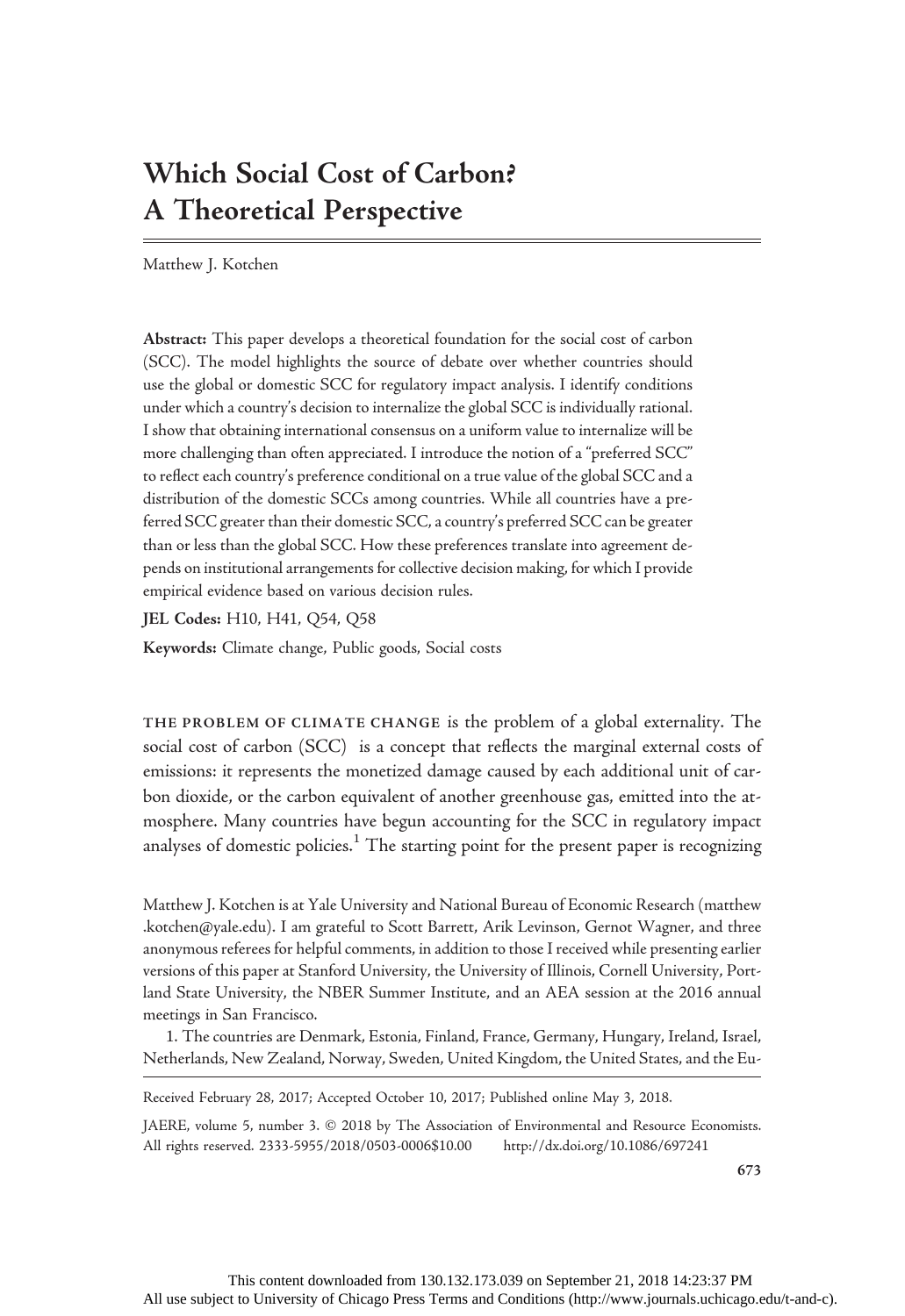# Which Social Cost of Carbon? A Theoretical Perspective

Matthew J. Kotchen

**Abstract:** This paper develops a theoretical foundation for the social cost of carbon (SCC). The model highlights the source of debate over whether countries should use the global or domestic SCC for regulatory impact analysis. I identify conditions under which a country's decision to internalize the global SCC is individually rational. I show that obtaining international consensus on a uniform value to internalize will be more challenging than often appreciated. I introduce the notion of a "preferred SCC" to reflect each country's preference conditional on a true value of the global SCC and a distribution of the domestic SCCs among countries. While all countries have a preferred SCC greater than their domestic SCC, a country's preferred SCC can be greater than or less than the global SCC. How these preferences translate into agreement depends on institutional arrangements for collective decision making, for which I provide empirical evidence based on various decision rules.

**JEL Codes:** H10, H41, Q54, Q58

**Keywords:** Climate change, Public goods, Social costs

THE PROBLEM OF CLIMATE CHANGE is the problem of a global externality. The social cost of carbon (SCC) is a concept that reflects the marginal external costs of emissions: it represents the monetized damage caused by each additional unit of carbon dioxide, or the carbon equivalent of another greenhouse gas, emitted into the atmosphere. Many countries have begun accounting for the SCC in regulatory impact analyses of domestic policies.[1] The starting point for the present paper is recognizing

Matthew J. Kotchen is at Yale University and National Bureau of Economic Research (matthew.kotchen@yale.edu). I am grateful to Scott Barrett, Arik Levinson, Gernot Wagner, and three anonymous referees for helpful comments, in addition to those I received while presenting earlier versions of this paper at Stanford University, the University of Illinois, Cornell University, Portland State University, the NBER Summer Institute, and an AEA session at the 2016 annual meetings in San Francisco.

1. The countries are Denmark, Estonia, Finland, France, Germany, Hungary, Ireland, Israel, Netherlands, New Zealand, Norway, Sweden, United Kingdom, the United States, and the Eu-

Received February 28, 2017; Accepted October 10, 2017; Published online May 3, 2018.

JAERE, volume 5, number 3. © 2018 by The Association of Environmental and Resource Economists. All rights reserved. 2333-5955/2018/0503-0006$10.00 http://dx.doi.org/10.1086/697241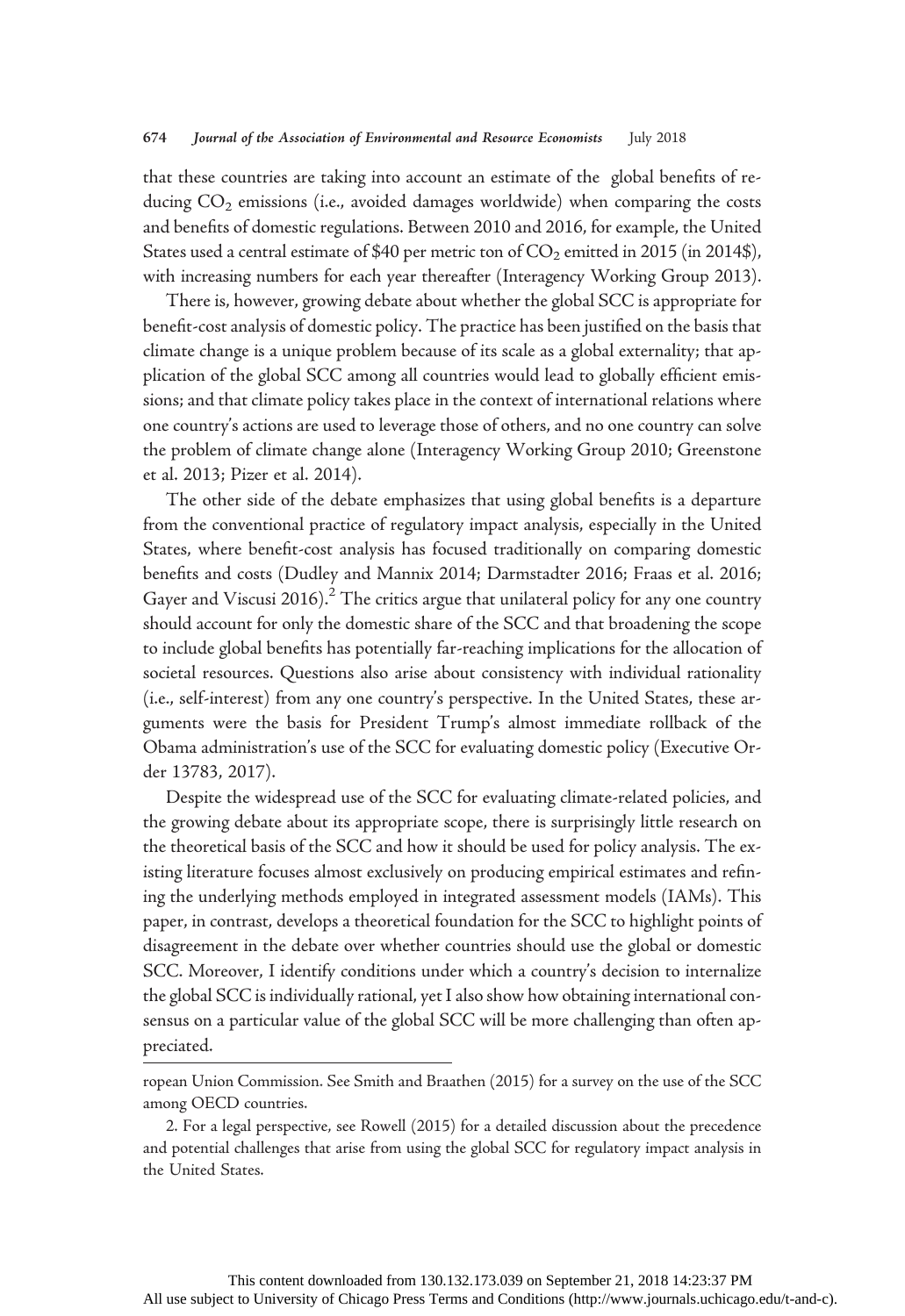that these countries are taking into account an estimate of the global benefits of reducing $CO_2$ emissions (i.e., avoided damages worldwide) when comparing the costs and benefits of domestic regulations. Between 2010 and 2016, for example, the United States used a central estimate of \$40 per metric ton of $CO_2$ emitted in 2015 (in 2014\$), with increasing numbers for each year thereafter (Interagency Working Group 2013).

There is, however, growing debate about whether the global SCC is appropriate for benefit-cost analysis of domestic policy. The practice has been justified on the basis that climate change is a unique problem because of its scale as a global externality; that application of the global SCC among all countries would lead to globally efficient emissions; and that climate policy takes place in the context of international relations where one country's actions are used to leverage those of others, and no one country can solve the problem of climate change alone (Interagency Working Group 2010; Greenstone et al. 2013; Pizer et al. 2014).

The other side of the debate emphasizes that using global benefits is a departure from the conventional practice of regulatory impact analysis, especially in the United States, where benefit-cost analysis has focused traditionally on comparing domestic benefits and costs (Dudley and Mannix 2014; Darmstadter 2016; Fraas et al. 2016; Gayer and Viscusi 2016).[2] The critics argue that unilateral policy for any one country should account for only the domestic share of the SCC and that broadening the scope to include global benefits has potentially far-reaching implications for the allocation of societal resources. Questions also arise about consistency with individual rationality (i.e., self-interest) from any one country's perspective. In the United States, these arguments were the basis for President Trump's almost immediate rollback of the Obama administration's use of the SCC for evaluating domestic policy (Executive Order 13783, 2017).

Despite the widespread use of the SCC for evaluating climate-related policies, and the growing debate about its appropriate scope, there is surprisingly little research on the theoretical basis of the SCC and how it should be used for policy analysis. The existing literature focuses almost exclusively on producing empirical estimates and refining the underlying methods employed in integrated assessment models (IAMs). This paper, in contrast, develops a theoretical foundation for the SCC to highlight points of disagreement in the debate over whether countries should use the global or domestic SCC. Moreover, I identify conditions under which a country's decision to internalize the global SCC is individually rational, yet I also show how obtaining international consensus on a particular value of the global SCC will be more challenging than often appreciated.

ropean Union Commission. See Smith and Braathen (2015) for a survey on the use of the SCC among OECD countries.

2. For a legal perspective, see Rowell (2015) for a detailed discussion about the precedence and potential challenges that arise from using the global SCC for regulatory impact analysis in the United States.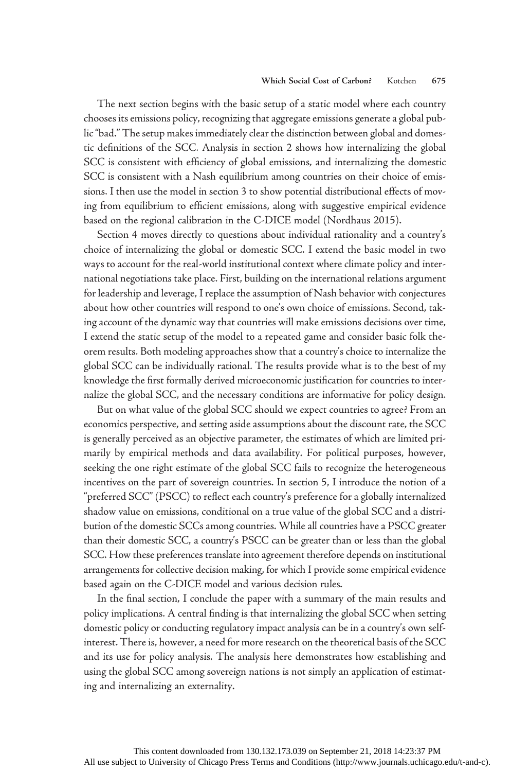The next section begins with the basic setup of a static model where each country chooses its emissions policy, recognizing that aggregate emissions generate a global public "bad." The setup makes immediately clear the distinction between global and domestic definitions of the SCC. Analysis in section 2 shows how internalizing the global SCC is consistent with efficiency of global emissions, and internalizing the domestic SCC is consistent with a Nash equilibrium among countries on their choice of emissions. I then use the model in section 3 to show potential distributional effects of moving from equilibrium to efficient emissions, along with suggestive empirical evidence based on the regional calibration in the C-DICE model (Nordhaus 2015).

Section 4 moves directly to questions about individual rationality and a country's choice of internalizing the global or domestic SCC. I extend the basic model in two ways to account for the real-world institutional context where climate policy and international negotiations take place. First, building on the international relations argument for leadership and leverage, I replace the assumption of Nash behavior with conjectures about how other countries will respond to one's own choice of emissions. Second, taking account of the dynamic way that countries will make emissions decisions over time, I extend the static setup of the model to a repeated game and consider basic folk theorem results. Both modeling approaches show that a country's choice to internalize the global SCC can be individually rational. The results provide what is to the best of my knowledge the first formally derived microeconomic justification for countries to internalize the global SCC, and the necessary conditions are informative for policy design.

But on what value of the global SCC should we expect countries to agree? From an economics perspective, and setting aside assumptions about the discount rate, the SCC is generally perceived as an objective parameter, the estimates of which are limited primarily by empirical methods and data availability. For political purposes, however, seeking the one right estimate of the global SCC fails to recognize the heterogeneous incentives on the part of sovereign countries. In section 5, I introduce the notion of a "preferred SCC" (PSCC) to reflect each country's preference for a globally internalized shadow value on emissions, conditional on a true value of the global SCC and a distribution of the domestic SCCs among countries. While all countries have a PSCC greater than their domestic SCC, a country's PSCC can be greater than or less than the global SCC. How these preferences translate into agreement therefore depends on institutional arrangements for collective decision making, for which I provide some empirical evidence based again on the C-DICE model and various decision rules.

In the final section, I conclude the paper with a summary of the main results and policy implications. A central finding is that internalizing the global SCC when setting domestic policy or conducting regulatory impact analysis can be in a country's own self-interest. There is, however, a need for more research on the theoretical basis of the SCC and its use for policy analysis. The analysis here demonstrates how establishing and using the global SCC among sovereign nations is not simply an application of estimating and internalizing an externality.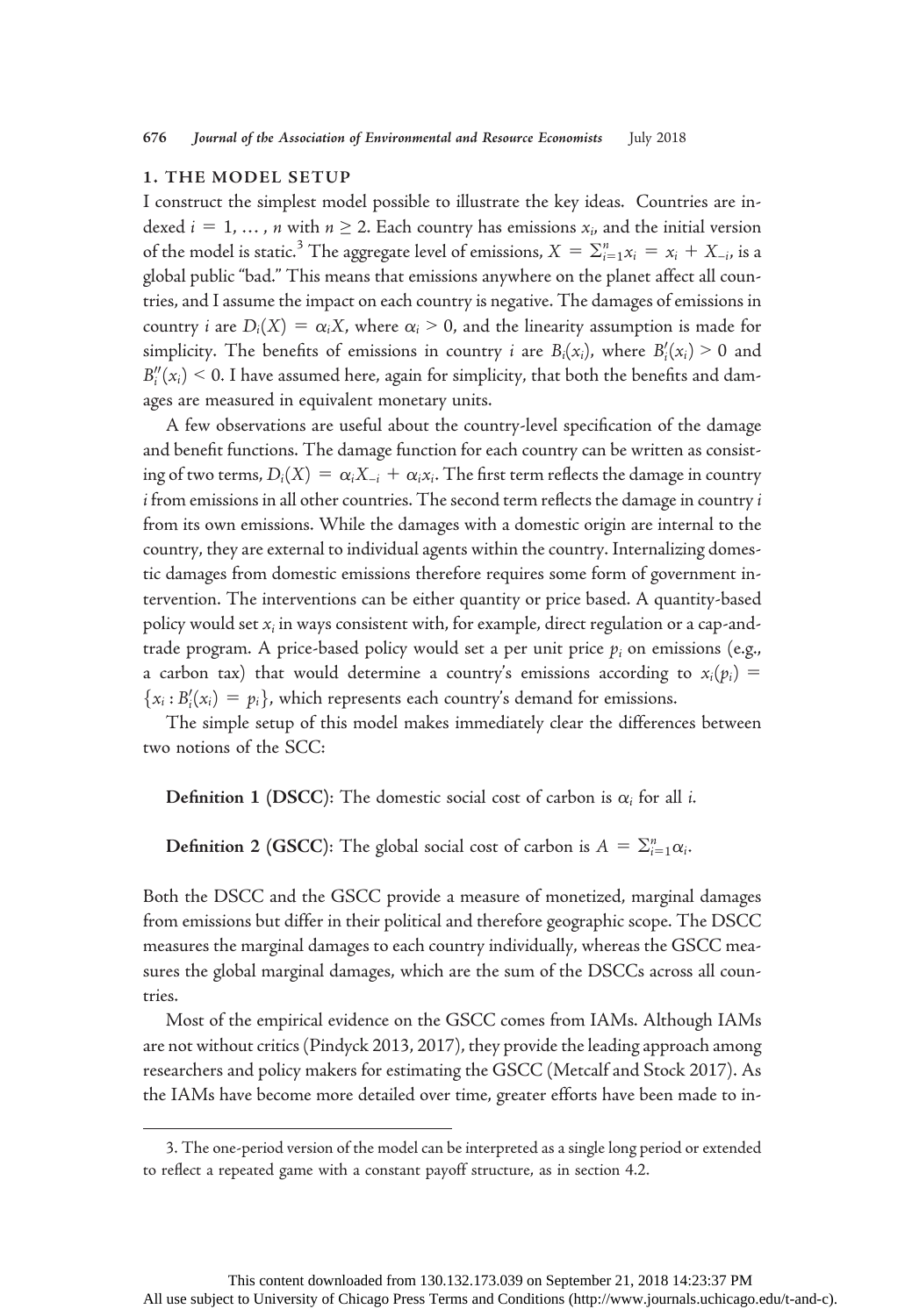## 1. THE MODEL SETUP

I construct the simplest model possible to illustrate the key ideas. Countries are indexed $i = 1, \ldots, n$ with $n \geq 2$. Each country has emissions $x_i$, and the initial version of the model is static.[3] The aggregate level of emissions, $X = \sum_{i=1}^{n} x_i = x_i + X_{-i}$, is a global public "bad." This means that emissions anywhere on the planet affect all countries, and I assume the impact on each country is negative. The damages of emissions in country $i$ are $D_i(X) = \alpha_i X$, where $\alpha_i > 0$, and the linearity assumption is made for simplicity. The benefits of emissions in country $i$ are $B_i(x_i)$, where $B_i'(x_i) > 0$ and $B_i''(x_i) < 0$. I have assumed here, again for simplicity, that both the benefits and damages are measured in equivalent monetary units.

A few observations are useful about the country-level specification of the damage and benefit functions. The damage function for each country can be written as consisting of two terms, $D_i(X) = \alpha_i X_{-i} + \alpha_i x_i$. The first term reflects the damage in country $i$ from emissions in all other countries. The second term reflects the damage in country $i$ from its own emissions. While the damages with a domestic origin are internal to the country, they are external to individual agents within the country. Internalizing domestic damages from domestic emissions therefore requires some form of government intervention. The interventions can be either quantity or price based. A quantity-based policy would set $x_i$ in ways consistent with, for example, direct regulation or a cap-and-trade program. A price-based policy would set a per unit price $p_i$ on emissions (e.g., a carbon tax) that would determine a country's emissions according to $x_i(p_i) = \{x_i : B_i'(x_i) = p_i\}$, which represents each country's demand for emissions.

The simple setup of this model makes immediately clear the differences between two notions of the SCC:

**Definition 1 (DSCC)**: The domestic social cost of carbon is $\alpha_i$ for all $i$.

**Definition 2 (GSCC)**: The global social cost of carbon is $A = \sum_{i=1}^{n} \alpha_i$.

Both the DSCC and the GSCC provide a measure of monetized, marginal damages from emissions but differ in their political and therefore geographic scope. The DSCC measures the marginal damages to each country individually, whereas the GSCC measures the global marginal damages, which are the sum of the DSCCs across all countries.

Most of the empirical evidence on the GSCC comes from IAMs. Although IAMs are not without critics (Pindyck 2013, 2017), they provide the leading approach among researchers and policy makers for estimating the GSCC (Metcalf and Stock 2017). As the IAMs have become more detailed over time, greater efforts have been made to in-

3. The one-period version of the model can be interpreted as a single long period or extended to reflect a repeated game with a constant payoff structure, as in section 4.2.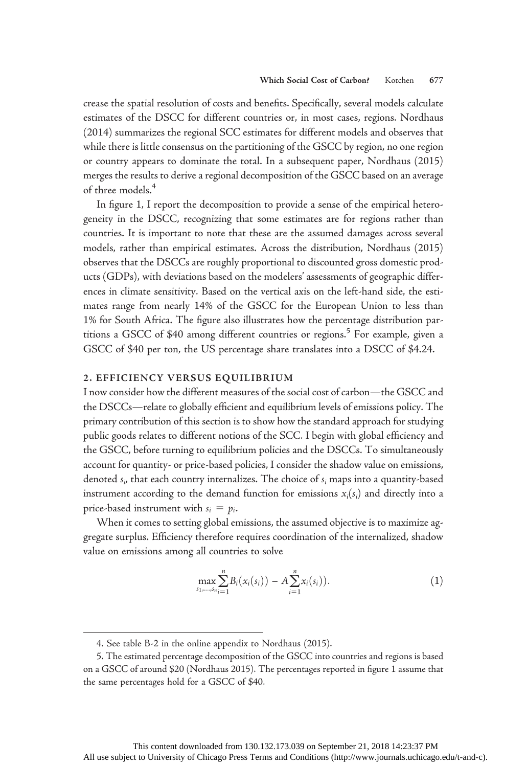crease the spatial resolution of costs and benefits. Specifically, several models calculate estimates of the DSCC for different countries or, in most cases, regions. Nordhaus (2014) summarizes the regional SCC estimates for different models and observes that while there is little consensus on the partitioning of the GSCC by region, no one region or country appears to dominate the total. In a subsequent paper, Nordhaus (2015) merges the results to derive a regional decomposition of the GSCC based on an average of three models.[4]

In figure 1, I report the decomposition to provide a sense of the empirical heterogeneity in the DSCC, recognizing that some estimates are for regions rather than countries. It is important to note that these are the assumed damages across several models, rather than empirical estimates. Across the distribution, Nordhaus (2015) observes that the DSCCs are roughly proportional to discounted gross domestic products (GDPs), with deviations based on the modelers' assessments of geographic differences in climate sensitivity. Based on the vertical axis on the left-hand side, the estimates range from nearly 14% of the GSCC for the European Union to less than 1% for South Africa. The figure also illustrates how the percentage distribution partitions a GSCC of \$40 among different countries or regions.[5] For example, given a GSCC of \$40 per ton, the US percentage share translates into a DSCC of \$4.24.

## 2. EFFICIENCY VERSUS EQUILIBRIUM

I now consider how the different measures of the social cost of carbon—the GSCC and the DSCCs—relate to globally efficient and equilibrium levels of emissions policy. The primary contribution of this section is to show how the standard approach for studying public goods relates to different notions of the SCC. I begin with global efficiency and the GSCC, before turning to equilibrium policies and the DSCCs. To simultaneously account for quantity- or price-based policies, I consider the shadow value on emissions, denoted $s_i$, that each country internalizes. The choice of $s_i$ maps into a quantity-based instrument according to the demand function for emissions $x_i(s_i)$ and directly into a price-based instrument with $s_i = p_i$.

When it comes to setting global emissions, the assumed objective is to maximize aggregate surplus. Efficiency therefore requires coordination of the internalized, shadow value on emissions among all countries to solve

$$\max_{s_1,\ldots,s_n} \sum_{i=1}^{n} B_i(x_i(s_i)) - A\sum_{i=1}^{n} x_i(s_i)). \tag{1}$$

4. See table B-2 in the online appendix to Nordhaus (2015).

5. The estimated percentage decomposition of the GSCC into countries and regions is based on a GSCC of around \$20 (Nordhaus 2015). The percentages reported in figure 1 assume that the same percentages hold for a GSCC of \$40.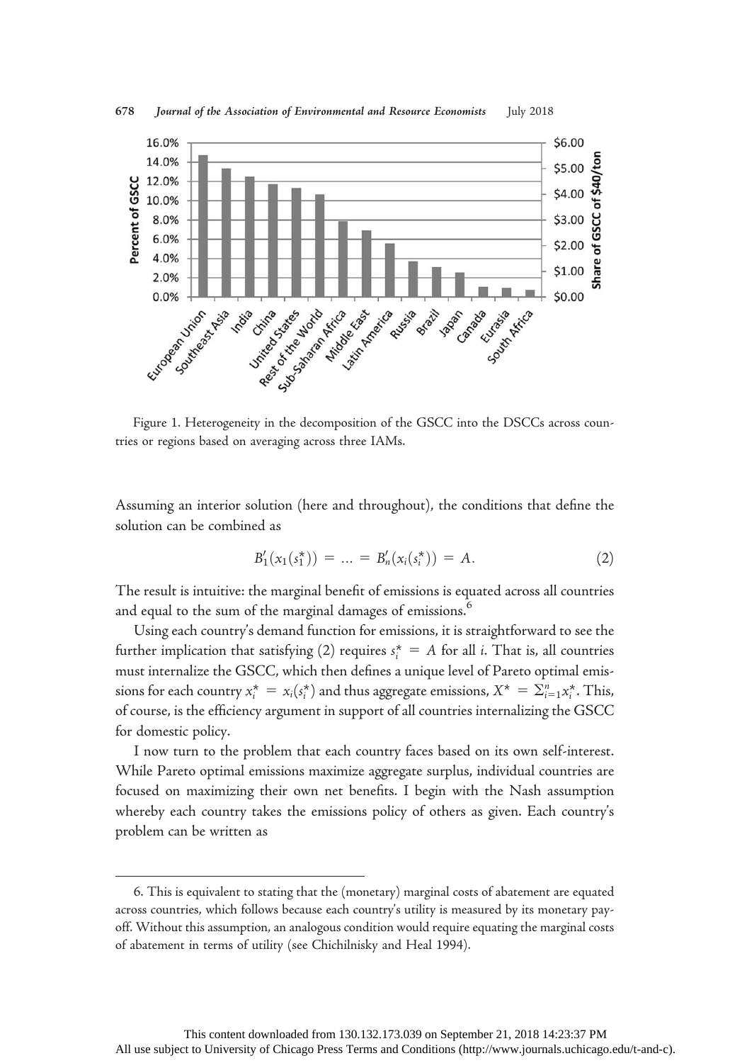Figure 1. Heterogeneity in the decomposition of the GSCC into the DSCCs across countries or regions based on averaging across three IAMs.

Assuming an interior solution (here and throughout), the conditions that define the solution can be combined as

$$B_1'(x_1(s_1^*)) = \ldots = B_n'(x_i(s_i^*)) = A. \tag{2}$$

The result is intuitive: the marginal benefit of emissions is equated across all countries and equal to the sum of the marginal damages of emissions.[6]

Using each country's demand function for emissions, it is straightforward to see the further implication that satisfying (2) requires $s_i^* = A$ for all $i$. That is, all countries must internalize the GSCC, which then defines a unique level of Pareto optimal emissions for each country $x_i^* = x_i(s_i^*)$ and thus aggregate emissions, $X^* = \sum_{i=1}^{n} x_i^*$. This, of course, is the efficiency argument in support of all countries internalizing the GSCC for domestic policy.

I now turn to the problem that each country faces based on its own self-interest. While Pareto optimal emissions maximize aggregate surplus, individual countries are focused on maximizing their own net benefits. I begin with the Nash assumption whereby each country takes the emissions policy of others as given. Each country's problem can be written as

6. This is equivalent to stating that the (monetary) marginal costs of abatement are equated across countries, which follows because each country's utility is measured by its monetary payoff. Without this assumption, an analogous condition would require equating the marginal costs of abatement in terms of utility (see Chichilnisky and Heal 1994).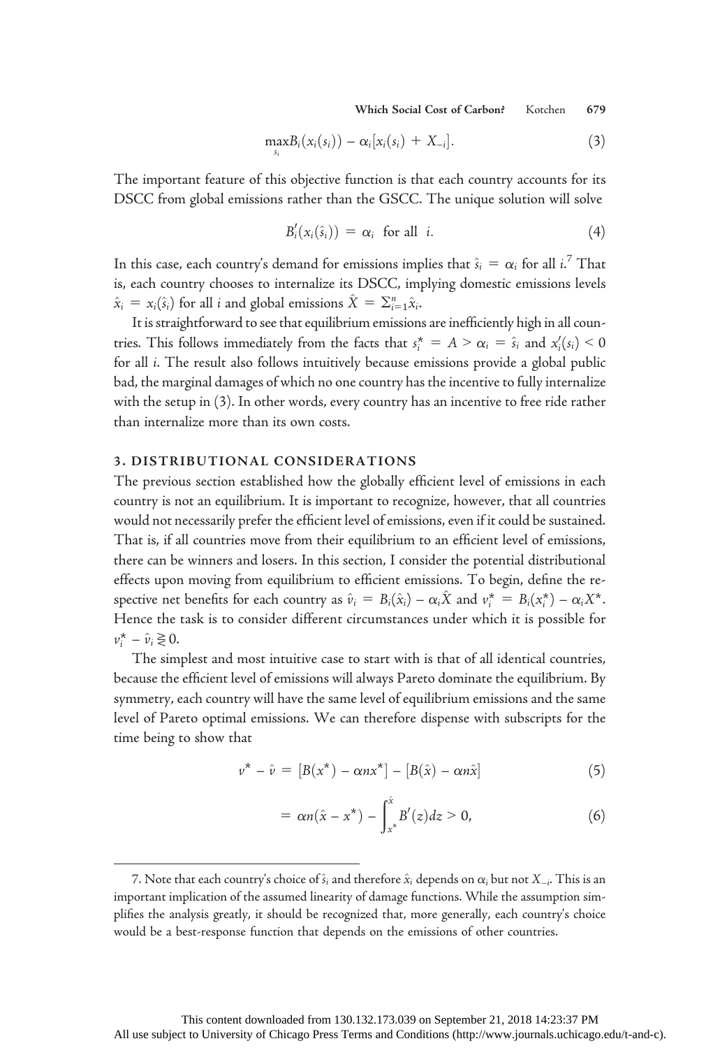$$\max_{s_i} B_i(x_i(s_i)) - \alpha_i[x_i(s_i) + X_{-i}]. \tag{3}$$

The important feature of this objective function is that each country accounts for its DSCC from global emissions rather than the GSCC. The unique solution will solve

$$B_i'(x_i(\hat{s}_i)) = \alpha_i \text{ for all } i. \tag{4}$$

In this case, each country's demand for emissions implies that $\hat{s}_i = \alpha_i$ for all $i$.[7] That is, each country chooses to internalize its DSCC, implying domestic emissions levels $\hat{x}_i = x_i(\hat{s}_i)$ for all $i$ and global emissions $\hat{X} = \Sigma_{i=1}^n \hat{x}_i$.

It is straightforward to see that equilibrium emissions are inefficiently high in all countries. This follows immediately from the facts that $s_i^* = A > \alpha_i = \hat{s}_i$ and $x_i'(s_i) < 0$ for all $i$. The result also follows intuitively because emissions provide a global public bad, the marginal damages of which no one country has the incentive to fully internalize with the setup in (3). In other words, every country has an incentive to free ride rather than internalize more than its own costs.

## 3. DISTRIBUTIONAL CONSIDERATIONS

The previous section established how the globally efficient level of emissions in each country is not an equilibrium. It is important to recognize, however, that all countries would not necessarily prefer the efficient level of emissions, even if it could be sustained. That is, if all countries move from their equilibrium to an efficient level of emissions, there can be winners and losers. In this section, I consider the potential distributional effects upon moving from equilibrium to efficient emissions. To begin, define the respective net benefits for each country as $\hat{v}_i = B_i(\hat{x}_i) - \alpha_i\hat{X}$ and $v_i^* = B_i(x_i^*) - \alpha_i X^*$. Hence the task is to consider different circumstances under which it is possible for $v_i^* - \hat{v}_i \gtreqless 0$.

The simplest and most intuitive case to start with is that of all identical countries, because the efficient level of emissions will always Pareto dominate the equilibrium. By symmetry, each country will have the same level of equilibrium emissions and the same level of Pareto optimal emissions. We can therefore dispense with subscripts for the time being to show that

$$v^* - \hat{v} = [B(x^*) - \alpha n x^*] - [B(\hat{x}) - \alpha n \hat{x}] \tag{5}$$

$$= \alpha n(\hat{x} - x^*) - \int_{x^*}^{\hat{x}} B'(z)dz > 0, \tag{6}$$

7. Note that each country's choice of $\hat{s}_i$ and therefore $\hat{x}_i$ depends on $\alpha_i$ but not $X_{-i}$. This is an important implication of the assumed linearity of damage functions. While the assumption simplifies the analysis greatly, it should be recognized that, more generally, each country's choice would be a best-response function that depends on the emissions of other countries.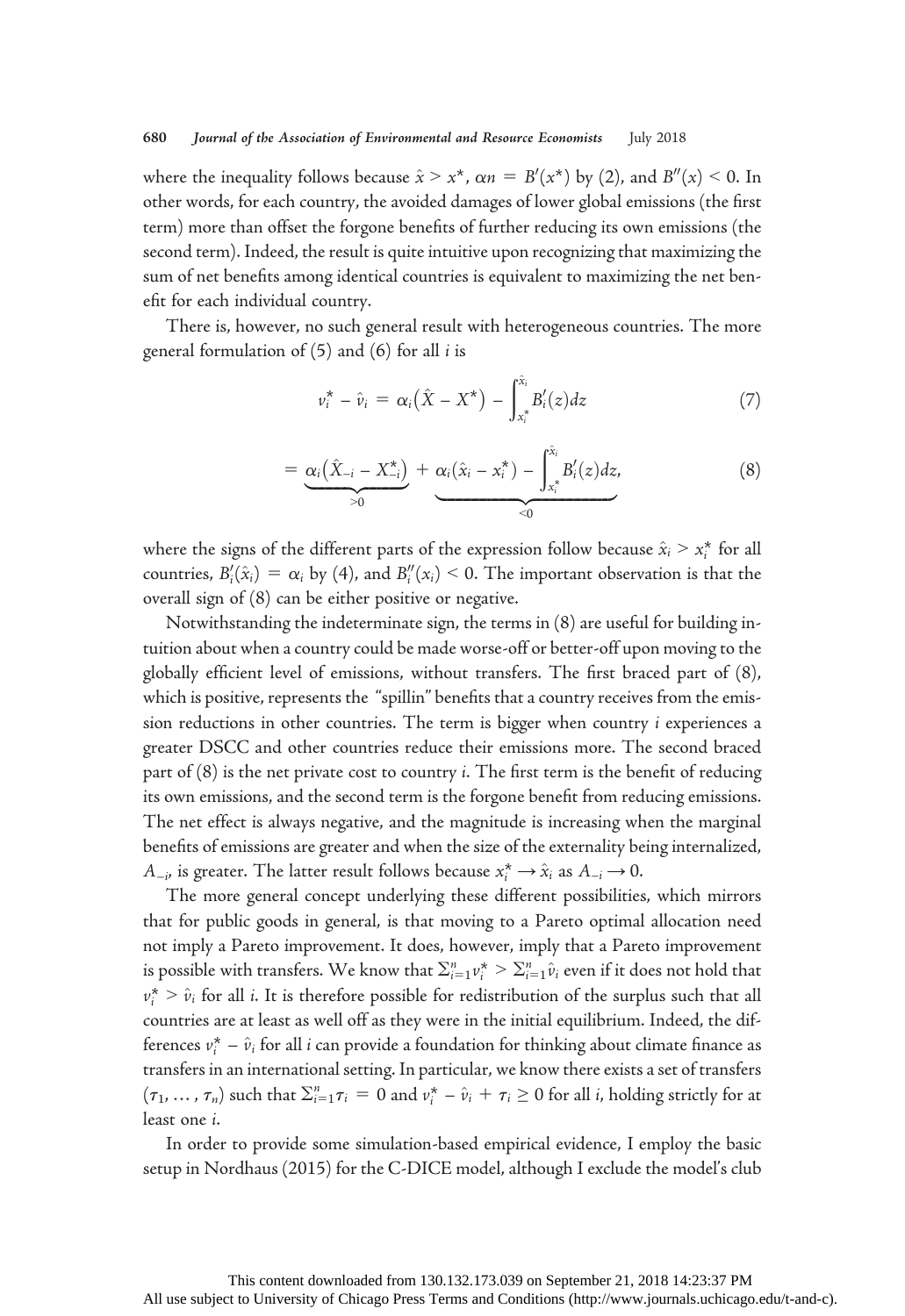where the inequality follows because $\hat{x} > x^*$, $\alpha n = B'(x^*)$ by (2), and $B''(x) < 0$. In other words, for each country, the avoided damages of lower global emissions (the first term) more than offset the forgone benefits of further reducing its own emissions (the second term). Indeed, the result is quite intuitive upon recognizing that maximizing the sum of net benefits among identical countries is equivalent to maximizing the net benefit for each individual country.

There is, however, no such general result with heterogeneous countries. The more general formulation of (5) and (6) for all $i$ is

$$v_i^* - \hat{v}_i = \alpha_i(\hat{X} - X^*) - \int_{x_i^*}^{\hat{x}_i} B_i'(z)dz \tag{7}$$

$$= \underbrace{\alpha_i(\hat{X}_{-i} - X_{-i}^*)}_{>0} + \underbrace{\alpha_i(\hat{x}_i - x_i^*) - \int_{x_i^*}^{\hat{x}_i} B_i'(z)dz}_{<0}, \tag{8}$$

where the signs of the different parts of the expression follow because $\hat{x}_i > x_i^*$ for all countries, $B_i'(\hat{x}_i) = \alpha_i$ by (4), and $B_i''(x_i) < 0$. The important observation is that the overall sign of (8) can be either positive or negative.

Notwithstanding the indeterminate sign, the terms in (8) are useful for building intuition about when a country could be made worse-off or better-off upon moving to the globally efficient level of emissions, without transfers. The first braced part of (8), which is positive, represents the "spillin" benefits that a country receives from the emission reductions in other countries. The term is bigger when country $i$ experiences a greater DSCC and other countries reduce their emissions more. The second braced part of (8) is the net private cost to country $i$. The first term is the benefit of reducing its own emissions, and the second term is the forgone benefit from reducing emissions. The net effect is always negative, and the magnitude is increasing when the marginal benefits of emissions are greater and when the size of the externality being internalized, $A_{-i}$, is greater. The latter result follows because $x_i^* \rightarrow \hat{x}_i$ as $A_{-i} \rightarrow 0$.

The more general concept underlying these different possibilities, which mirrors that for public goods in general, is that moving to a Pareto optimal allocation need not imply a Pareto improvement. It does, however, imply that a Pareto improvement is possible with transfers. We know that $\sum_{i=1}^n v_i^* > \sum_{i=1}^n \hat{v}_i$ even if it does not hold that $v_i^* > \hat{v}_i$ for all $i$. It is therefore possible for redistribution of the surplus such that all countries are at least as well off as they were in the initial equilibrium. Indeed, the differences $v_i^* - \hat{v}_i$ for all $i$ can provide a foundation for thinking about climate finance as transfers in an international setting. In particular, we know there exists a set of transfers $(\tau_1, \ldots, \tau_n)$ such that $\sum_{i=1}^n \tau_i = 0$ and $v_i^* - \hat{v}_i + \tau_i \geq 0$ for all $i$, holding strictly for at least one $i$.

In order to provide some simulation-based empirical evidence, I employ the basic setup in Nordhaus (2015) for the C-DICE model, although I exclude the model's club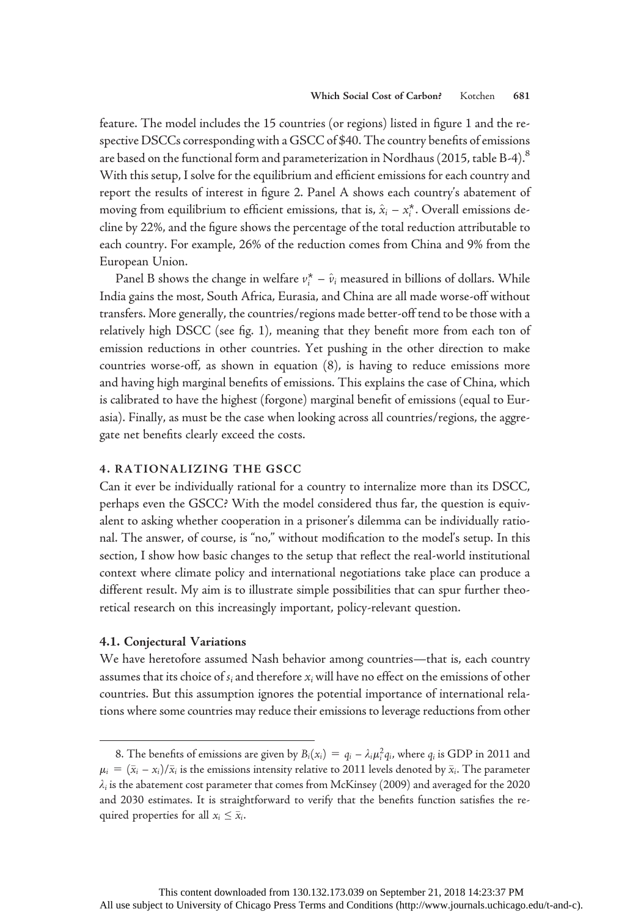feature. The model includes the 15 countries (or regions) listed in figure 1 and the respective DSCCs corresponding with a GSCC of \$40. The country benefits of emissions are based on the functional form and parameterization in Nordhaus (2015, table B-4).[8] With this setup, I solve for the equilibrium and efficient emissions for each country and report the results of interest in figure 2. Panel A shows each country's abatement of moving from equilibrium to efficient emissions, that is, $\hat{x}_i - x_i^*$. Overall emissions decline by 22%, and the figure shows the percentage of the total reduction attributable to each country. For example, 26% of the reduction comes from China and 9% from the European Union.

Panel B shows the change in welfare $v_i^* - \hat{v}_i$ measured in billions of dollars. While India gains the most, South Africa, Eurasia, and China are all made worse-off without transfers. More generally, the countries/regions made better-off tend to be those with a relatively high DSCC (see fig. 1), meaning that they benefit more from each ton of emission reductions in other countries. Yet pushing in the other direction to make countries worse-off, as shown in equation (8), is having to reduce emissions more and having high marginal benefits of emissions. This explains the case of China, which is calibrated to have the highest (forgone) marginal benefit of emissions (equal to Eurasia). Finally, as must be the case when looking across all countries/regions, the aggregate net benefits clearly exceed the costs.

## 4. RATIONALIZING THE GSCC

Can it ever be individually rational for a country to internalize more than its DSCC, perhaps even the GSCC? With the model considered thus far, the question is equivalent to asking whether cooperation in a prisoner's dilemma can be individually rational. The answer, of course, is "no," without modification to the model's setup. In this section, I show how basic changes to the setup that reflect the real-world institutional context where climate policy and international negotiations take place can produce a different result. My aim is to illustrate simple possibilities that can spur further theoretical research on this increasingly important, policy-relevant question.

### 4.1. Conjectural Variations

We have heretofore assumed Nash behavior among countries—that is, each country assumes that its choice of $s_i$ and therefore $x_i$ will have no effect on the emissions of other countries. But this assumption ignores the potential importance of international relations where some countries may reduce their emissions to leverage reductions from other

---

8. The benefits of emissions are given by $B_i(x_i) = q_i - \lambda_i \mu_i^2 q_i$, where $q_i$ is GDP in 2011 and $\mu_i = (\bar{x}_i - x_i)/\bar{x}_i$ is the emissions intensity relative to 2011 levels denoted by $\bar{x}_i$. The parameter $\lambda_i$ is the abatement cost parameter that comes from McKinsey (2009) and averaged for the 2020 and 2030 estimates. It is straightforward to verify that the benefits function satisfies the required properties for all $x_i \leq \bar{x}_i$.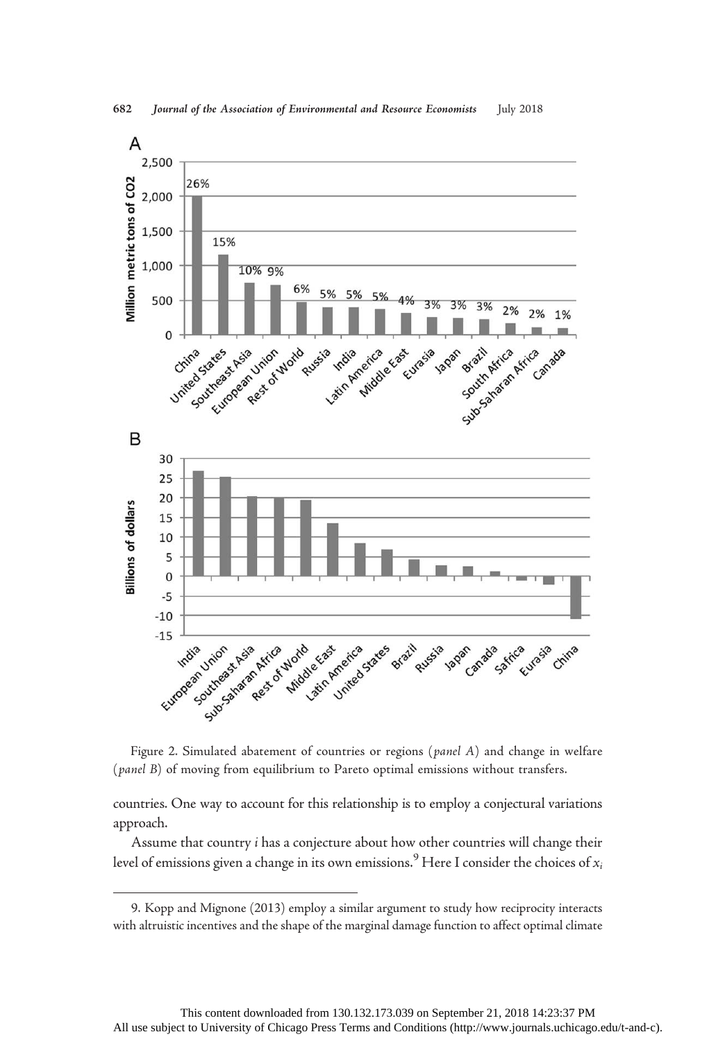Figure 2. Simulated abatement of countries or regions (*panel A*) and change in welfare (*panel B*) of moving from equilibrium to Pareto optimal emissions without transfers.

countries. One way to account for this relationship is to employ a conjectural variations approach.

Assume that country $i$ has a conjecture about how other countries will change their level of emissions given a change in its own emissions.[9] Here I consider the choices of $x_i$

---

9. Kopp and Mignone (2013) employ a similar argument to study how reciprocity interacts with altruistic incentives and the shape of the marginal damage function to affect optimal climate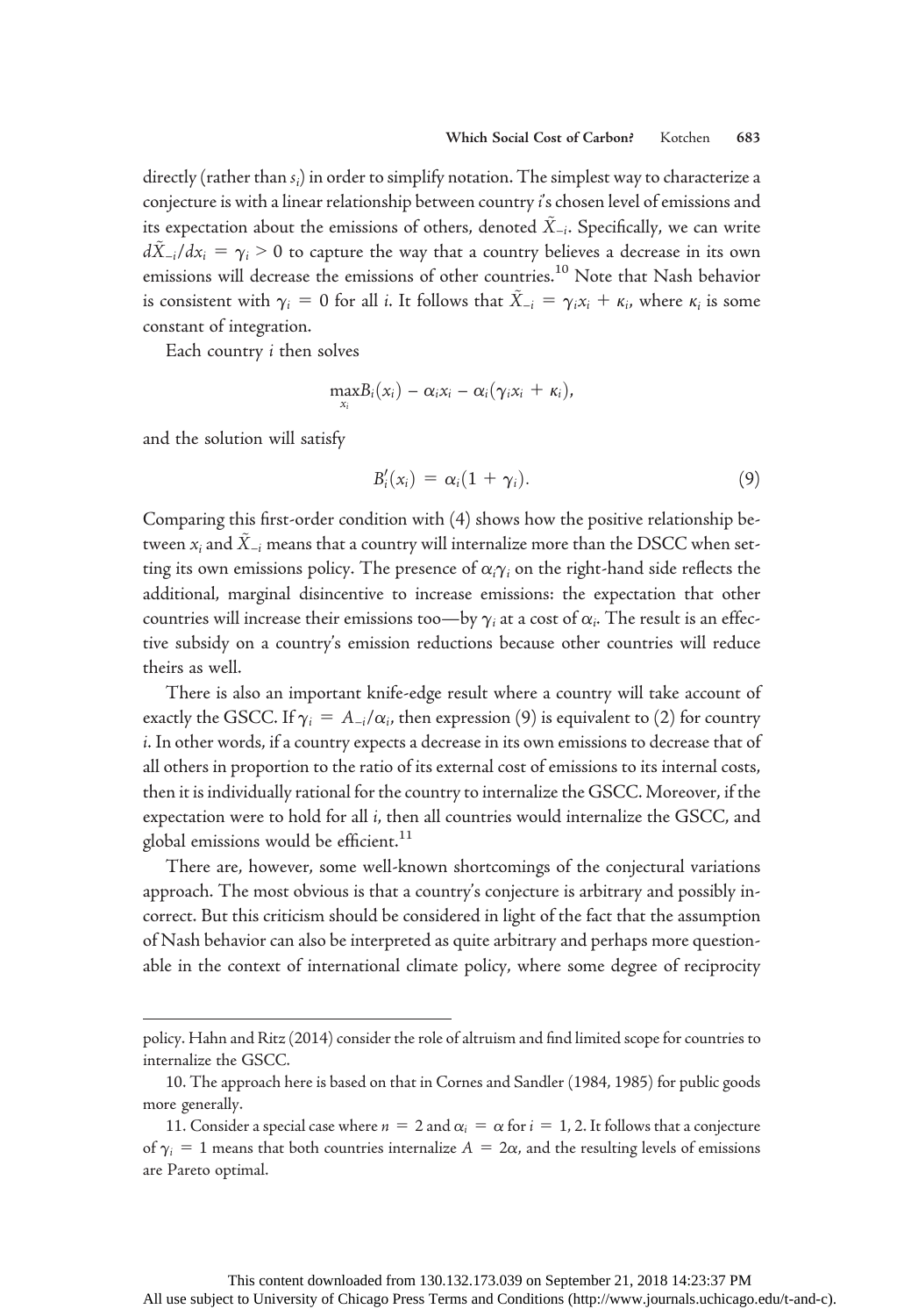directly (rather than $s_i$) in order to simplify notation. The simplest way to characterize a conjecture is with a linear relationship between country $i$'s chosen level of emissions and its expectation about the emissions of others, denoted $\tilde{X}_{-i}$. Specifically, we can write $d\tilde{X}_{-i}/dx_i = \gamma_i > 0$ to capture the way that a country believes a decrease in its own emissions will decrease the emissions of other countries.[10] Note that Nash behavior is consistent with $\gamma_i = 0$ for all $i$. It follows that $\tilde{X}_{-i} = \gamma_i x_i + \kappa_i$, where $\kappa_i$ is some constant of integration.

Each country $i$ then solves

$$\max_{x_i} B_i(x_i) - \alpha_i x_i - \alpha_i(\gamma_i x_i + \kappa_i),$$

and the solution will satisfy

$$B_i'(x_i) = \alpha_i(1 + \gamma_i). \tag{9}$$

Comparing this first-order condition with (4) shows how the positive relationship between $x_i$ and $\tilde{X}_{-i}$ means that a country will internalize more than the DSCC when setting its own emissions policy. The presence of $\alpha_i\gamma_i$ on the right-hand side reflects the additional, marginal disincentive to increase emissions: the expectation that other countries will increase their emissions too—by $\gamma_i$ at a cost of $\alpha_i$. The result is an effective subsidy on a country's emission reductions because other countries will reduce theirs as well.

There is also an important knife-edge result where a country will take account of exactly the GSCC. If $\gamma_i = A_{-i}/\alpha_i$, then expression (9) is equivalent to (2) for country $i$. In other words, if a country expects a decrease in its own emissions to decrease that of all others in proportion to the ratio of its external cost of emissions to its internal costs, then it is individually rational for the country to internalize the GSCC. Moreover, if the expectation were to hold for all $i$, then all countries would internalize the GSCC, and global emissions would be efficient.[11]

There are, however, some well-known shortcomings of the conjectural variations approach. The most obvious is that a country's conjecture is arbitrary and possibly incorrect. But this criticism should be considered in light of the fact that the assumption of Nash behavior can also be interpreted as quite arbitrary and perhaps more questionable in the context of international climate policy, where some degree of reciprocity

---

policy. Hahn and Ritz (2014) consider the role of altruism and find limited scope for countries to internalize the GSCC.

10. The approach here is based on that in Cornes and Sandler (1984, 1985) for public goods more generally.

11. Consider a special case where $n = 2$ and $\alpha_i = \alpha$ for $i = 1, 2$. It follows that a conjecture of $\gamma_i = 1$ means that both countries internalize $A = 2\alpha$, and the resulting levels of emissions are Pareto optimal.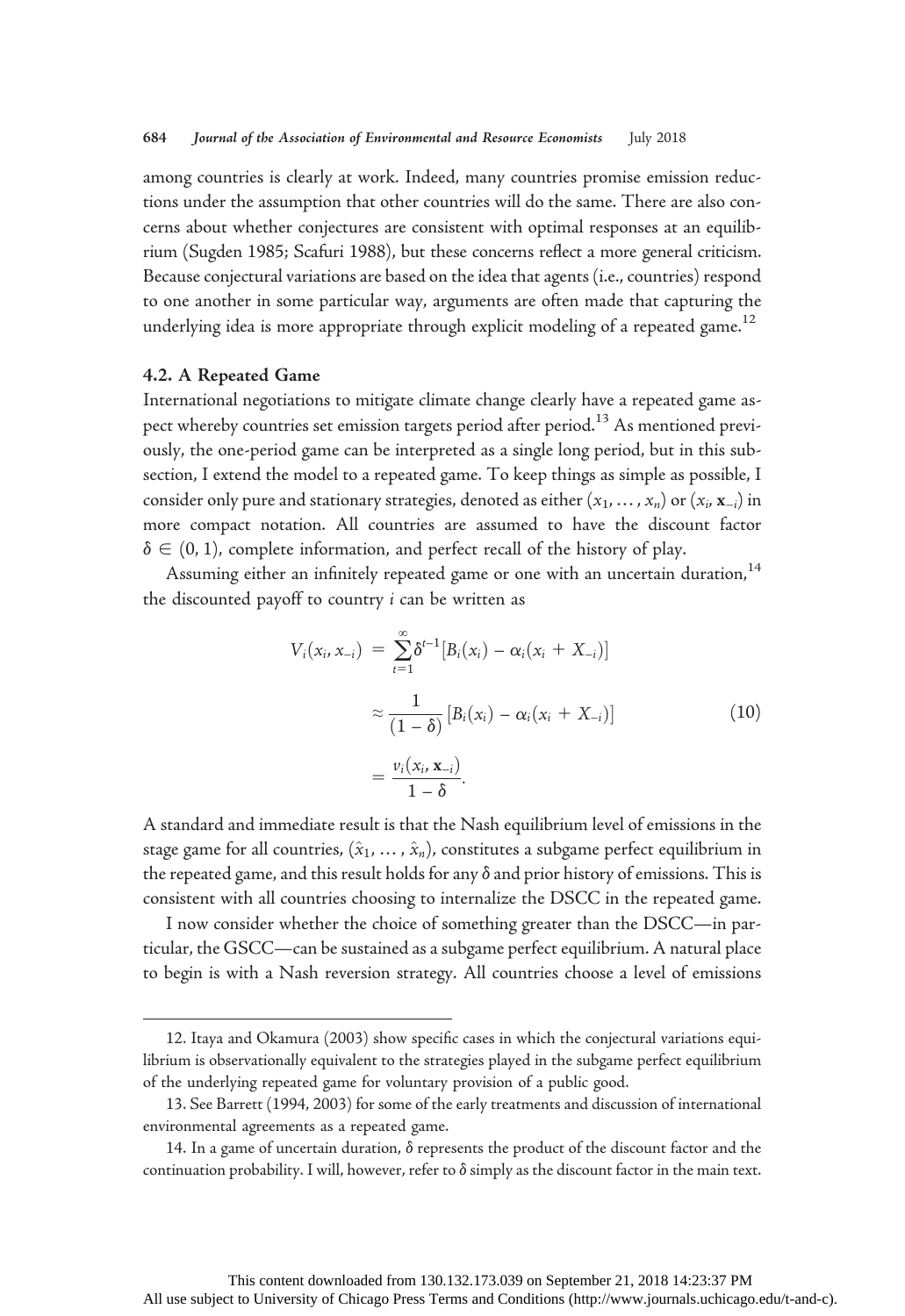among countries is clearly at work. Indeed, many countries promise emission reductions under the assumption that other countries will do the same. There are also concerns about whether conjectures are consistent with optimal responses at an equilibrium (Sugden 1985; Scafuri 1988), but these concerns reflect a more general criticism. Because conjectural variations are based on the idea that agents (i.e., countries) respond to one another in some particular way, arguments are often made that capturing the underlying idea is more appropriate through explicit modeling of a repeated game.[12]

### 4.2. A Repeated Game

International negotiations to mitigate climate change clearly have a repeated game aspect whereby countries set emission targets period after period.[13] As mentioned previously, the one-period game can be interpreted as a single long period, but in this subsection, I extend the model to a repeated game. To keep things as simple as possible, I consider only pure and stationary strategies, denoted as either $(x_1, \ldots, x_n)$ or $(x_i, \mathbf{x}_{-i})$ in more compact notation. All countries are assumed to have the discount factor $\delta \in (0, 1)$, complete information, and perfect recall of the history of play.

Assuming either an infinitely repeated game or one with an uncertain duration,[14] the discounted payoff to country $i$ can be written as

$$
\begin{aligned}
V_i(x_i, x_{-i}) &= \sum_{t=1}^{\infty} \delta^{t-1}[B_i(x_i) - \alpha_i(x_i + X_{-i})] \\
&\approx \frac{1}{(1-\delta)}[B_i(x_i) - \alpha_i(x_i + X_{-i})] \\
&= \frac{v_i(x_i, \mathbf{x}_{-i})}{1-\delta}.
\end{aligned}
\tag{10}
$$

A standard and immediate result is that the Nash equilibrium level of emissions in the stage game for all countries, $(\hat{x}_1, \ldots, \hat{x}_n)$, constitutes a subgame perfect equilibrium in the repeated game, and this result holds for any $\delta$ and prior history of emissions. This is consistent with all countries choosing to internalize the DSCC in the repeated game.

I now consider whether the choice of something greater than the DSCC—in particular, the GSCC—can be sustained as a subgame perfect equilibrium. A natural place to begin is with a Nash reversion strategy. All countries choose a level of emissions

12. Itaya and Okamura (2003) show specific cases in which the conjectural variations equilibrium is observationally equivalent to the strategies played in the subgame perfect equilibrium of the underlying repeated game for voluntary provision of a public good.

13. See Barrett (1994, 2003) for some of the early treatments and discussion of international environmental agreements as a repeated game.

14. In a game of uncertain duration, $\delta$ represents the product of the discount factor and the continuation probability. I will, however, refer to $\delta$ simply as the discount factor in the main text.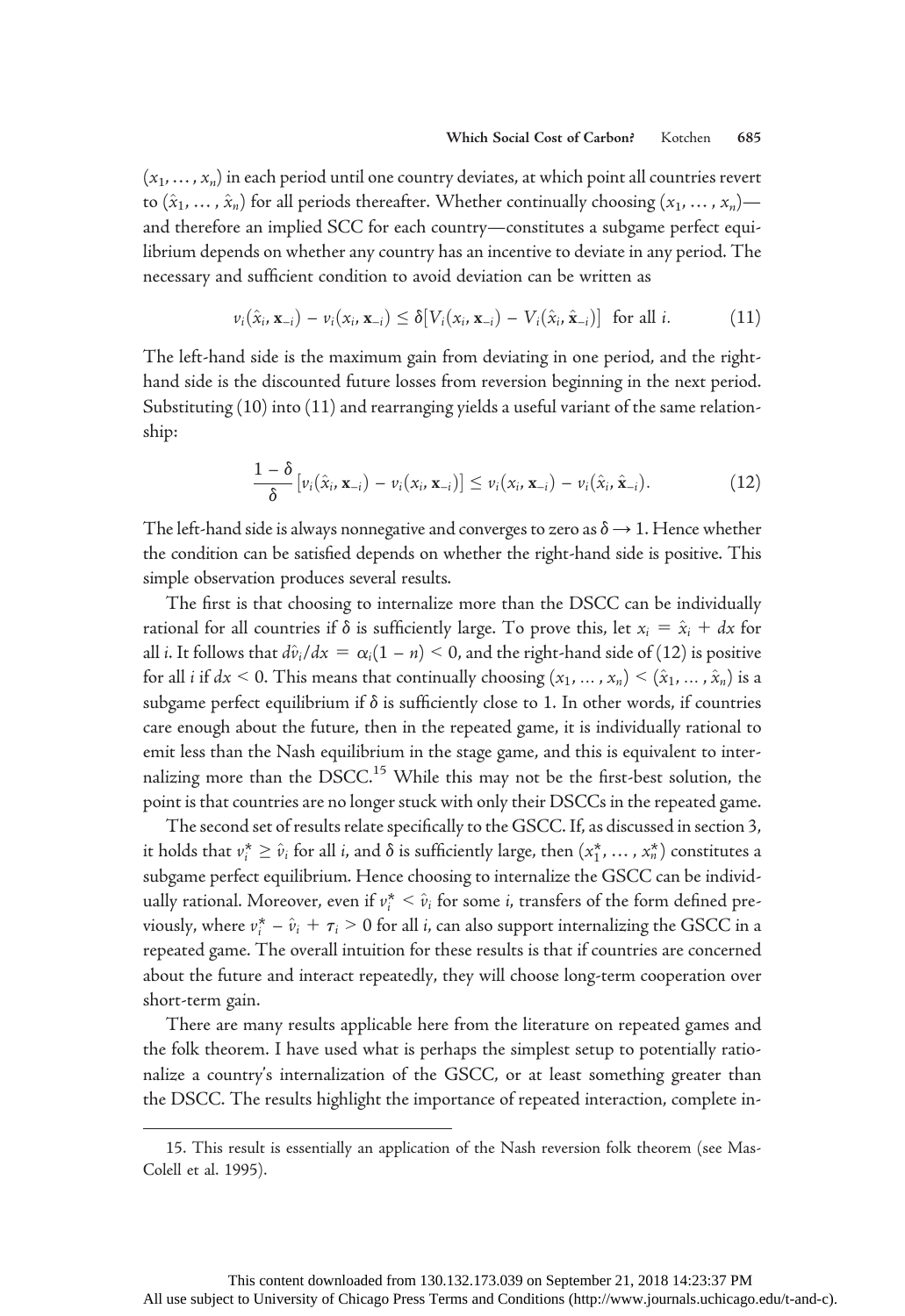$(x_1, \ldots, x_n)$ in each period until one country deviates, at which point all countries revert to $(\hat{x}_1, \ldots, \hat{x}_n)$ for all periods thereafter. Whether continually choosing $(x_1, \ldots, x_n)$—and therefore an implied SCC for each country—constitutes a subgame perfect equilibrium depends on whether any country has an incentive to deviate in any period. The necessary and sufficient condition to avoid deviation can be written as

$$v_i(\hat{x}_i, \mathbf{x}_{-i}) - v_i(x_i, \mathbf{x}_{-i}) \leq \delta[V_i(x_i, \mathbf{x}_{-i}) - V_i(\hat{x}_i, \hat{\mathbf{x}}_{-i})] \text{ for all } i. \tag{11}$$

The left-hand side is the maximum gain from deviating in one period, and the right-hand side is the discounted future losses from reversion beginning in the next period. Substituting (10) into (11) and rearranging yields a useful variant of the same relationship:

$$\frac{1-\delta}{\delta}[v_i(\hat{x}_i, \mathbf{x}_{-i}) - v_i(x_i, \mathbf{x}_{-i})] \leq v_i(x_i, \mathbf{x}_{-i}) - v_i(\hat{x}_i, \hat{\mathbf{x}}_{-i}). \tag{12}$$

The left-hand side is always nonnegative and converges to zero as $\delta \rightarrow 1$. Hence whether the condition can be satisfied depends on whether the right-hand side is positive. This simple observation produces several results.

The first is that choosing to internalize more than the DSCC can be individually rational for all countries if $\delta$ is sufficiently large. To prove this, let $x_i = \hat{x}_i + dx$ for all $i$. It follows that $d\hat{v}_i/dx = \alpha_i(1 - n) < 0$, and the right-hand side of (12) is positive for all $i$ if $dx < 0$. This means that continually choosing $(x_1, \ldots, x_n) < (\hat{x}_1, \ldots, \hat{x}_n)$ is a subgame perfect equilibrium if $\delta$ is sufficiently close to 1. In other words, if countries care enough about the future, then in the repeated game, it is individually rational to emit less than the Nash equilibrium in the stage game, and this is equivalent to internalizing more than the DSCC.[15] While this may not be the first-best solution, the point is that countries are no longer stuck with only their DSCCs in the repeated game.

The second set of results relate specifically to the GSCC. If, as discussed in section 3, it holds that $v_i^* \geq \hat{v}_i$ for all $i$, and $\delta$ is sufficiently large, then $(x_1^*, \ldots, x_n^*)$ constitutes a subgame perfect equilibrium. Hence choosing to internalize the GSCC can be individually rational. Moreover, even if $v_i^* < \hat{v}_i$ for some $i$, transfers of the form defined previously, where $v_i^* - \hat{v}_i + \tau_i > 0$ for all $i$, can also support internalizing the GSCC in a repeated game. The overall intuition for these results is that if countries are concerned about the future and interact repeatedly, they will choose long-term cooperation over short-term gain.

There are many results applicable here from the literature on repeated games and the folk theorem. I have used what is perhaps the simplest setup to potentially rationalize a country's internalization of the GSCC, or at least something greater than the DSCC. The results highlight the importance of repeated interaction, complete in-

15. This result is essentially an application of the Nash reversion folk theorem (see Mas-Colell et al. 1995).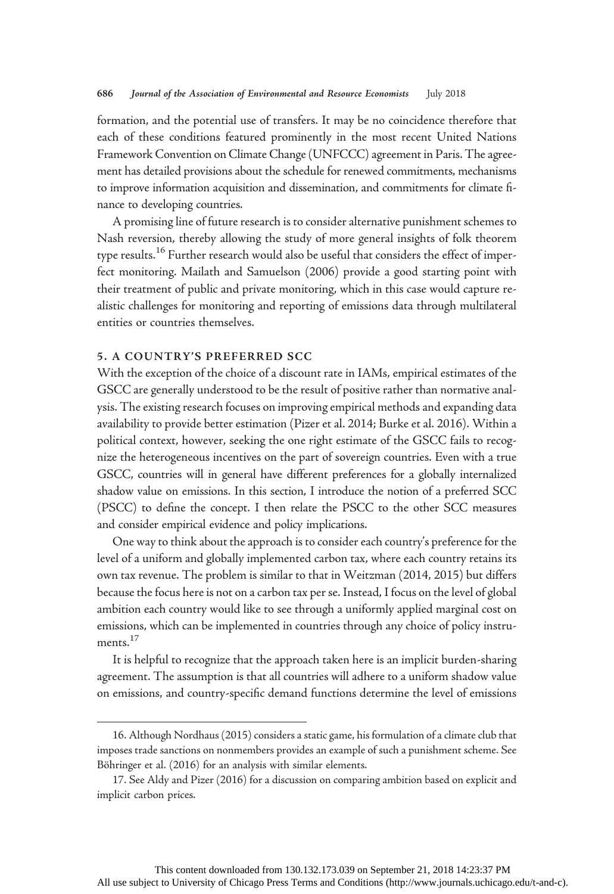formation, and the potential use of transfers. It may be no coincidence therefore that each of these conditions featured prominently in the most recent United Nations Framework Convention on Climate Change (UNFCCC) agreement in Paris. The agreement has detailed provisions about the schedule for renewed commitments, mechanisms to improve information acquisition and dissemination, and commitments for climate finance to developing countries.

A promising line of future research is to consider alternative punishment schemes to Nash reversion, thereby allowing the study of more general insights of folk theorem type results.[16] Further research would also be useful that considers the effect of imperfect monitoring. Mailath and Samuelson (2006) provide a good starting point with their treatment of public and private monitoring, which in this case would capture realistic challenges for monitoring and reporting of emissions data through multilateral entities or countries themselves.

## 5. A COUNTRY'S PREFERRED SCC

With the exception of the choice of a discount rate in IAMs, empirical estimates of the GSCC are generally understood to be the result of positive rather than normative analysis. The existing research focuses on improving empirical methods and expanding data availability to provide better estimation (Pizer et al. 2014; Burke et al. 2016). Within a political context, however, seeking the one right estimate of the GSCC fails to recognize the heterogeneous incentives on the part of sovereign countries. Even with a true GSCC, countries will in general have different preferences for a globally internalized shadow value on emissions. In this section, I introduce the notion of a preferred SCC (PSCC) to define the concept. I then relate the PSCC to the other SCC measures and consider empirical evidence and policy implications.

One way to think about the approach is to consider each country's preference for the level of a uniform and globally implemented carbon tax, where each country retains its own tax revenue. The problem is similar to that in Weitzman (2014, 2015) but differs because the focus here is not on a carbon tax per se. Instead, I focus on the level of global ambition each country would like to see through a uniformly applied marginal cost on emissions, which can be implemented in countries through any choice of policy instruments.[17]

It is helpful to recognize that the approach taken here is an implicit burden-sharing agreement. The assumption is that all countries will adhere to a uniform shadow value on emissions, and country-specific demand functions determine the level of emissions

16. Although Nordhaus (2015) considers a static game, his formulation of a climate club that imposes trade sanctions on nonmembers provides an example of such a punishment scheme. See Böhringer et al. (2016) for an analysis with similar elements.

17. See Aldy and Pizer (2016) for a discussion on comparing ambition based on explicit and implicit carbon prices.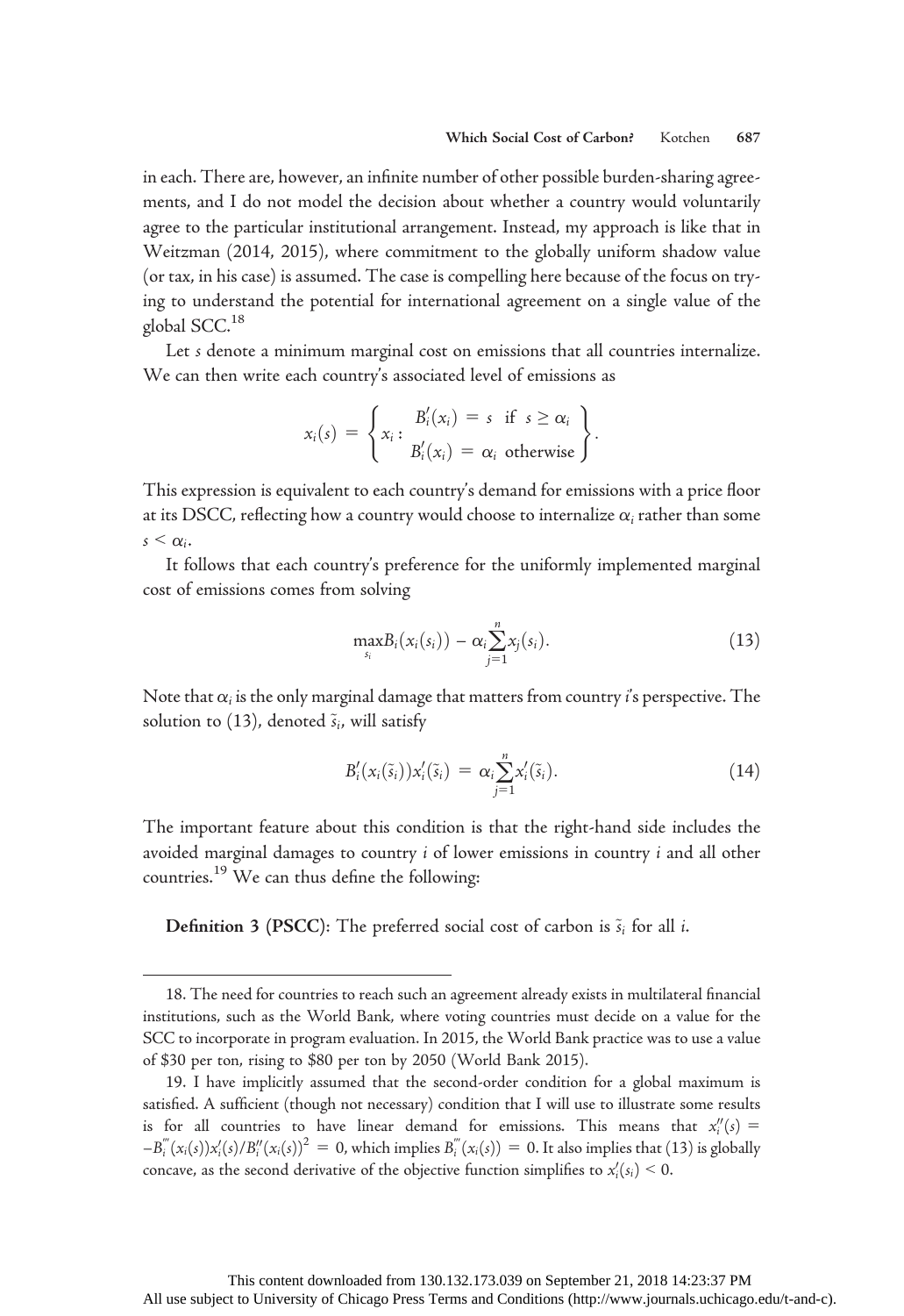in each. There are, however, an infinite number of other possible burden-sharing agreements, and I do not model the decision about whether a country would voluntarily agree to the particular institutional arrangement. Instead, my approach is like that in Weitzman (2014, 2015), where commitment to the globally uniform shadow value (or tax, in his case) is assumed. The case is compelling here because of the focus on trying to understand the potential for international agreement on a single value of the global SCC.[18]

Let $s$ denote a minimum marginal cost on emissions that all countries internalize. We can then write each country's associated level of emissions as

$$x_i(s) = \left\{ x_i : \begin{array}{l} B_i'(x_i) = s \ \text{ if } \ s \geq \alpha_i \\ B_i'(x_i) = \alpha_i \ \text{ otherwise} \end{array} \right\}.$$

This expression is equivalent to each country's demand for emissions with a price floor at its DSCC, reflecting how a country would choose to internalize $\alpha_i$ rather than some $s < \alpha_i$.

It follows that each country's preference for the uniformly implemented marginal cost of emissions comes from solving

$$\max_{s_i} B_i(x_i(s_i)) - \alpha_i \sum_{j=1}^{n} x_j(s_i). \tag{13}$$

Note that $\alpha_i$ is the only marginal damage that matters from country $i$'s perspective. The solution to (13), denoted $\tilde{s}_i$, will satisfy

$$B_i'(x_i(\tilde{s}_i))x_i'(\tilde{s}_i) = \alpha_i \sum_{j=1}^{n} x_i'(\tilde{s}_i). \tag{14}$$

The important feature about this condition is that the right-hand side includes the avoided marginal damages to country $i$ of lower emissions in country $i$ and all other countries.[19] We can thus define the following:

**Definition 3 (PSCC):** The preferred social cost of carbon is $\tilde{s}_i$ for all $i$.

---

18. The need for countries to reach such an agreement already exists in multilateral financial institutions, such as the World Bank, where voting countries must decide on a value for the SCC to incorporate in program evaluation. In 2015, the World Bank practice was to use a value of \$30 per ton, rising to \$80 per ton by 2050 (World Bank 2015).

19. I have implicitly assumed that the second-order condition for a global maximum is satisfied. A sufficient (though not necessary) condition that I will use to illustrate some results is for all countries to have linear demand for emissions. This means that $x_i''(s) = -B_i'''(x_i(s))x_i'(s)/B_i''(x_i(s))^2 = 0$, which implies $B_i'''(x_i(s)) = 0$. It also implies that (13) is globally concave, as the second derivative of the objective function simplifies to $x_i'(s_i) < 0$.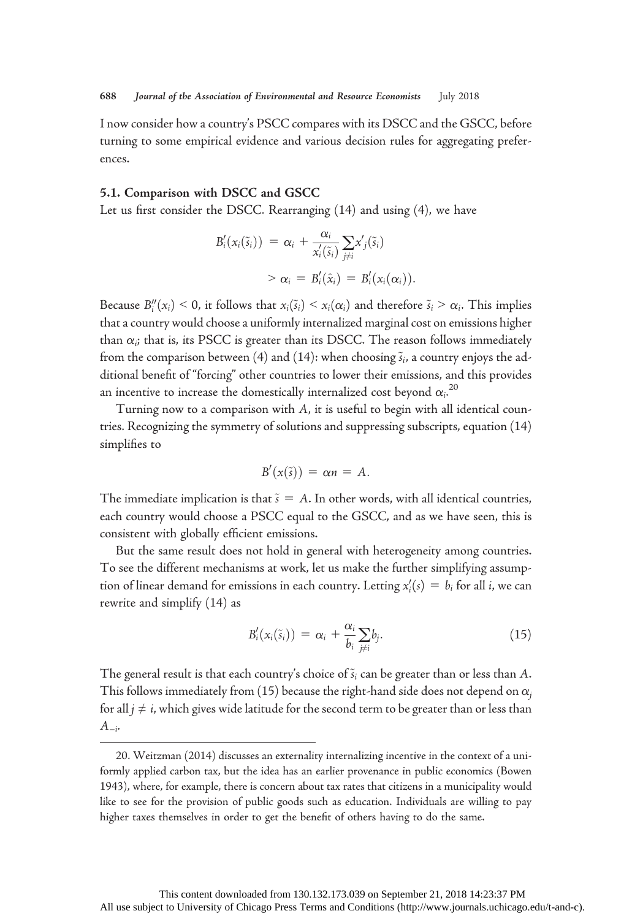I now consider how a country's PSCC compares with its DSCC and the GSCC, before turning to some empirical evidence and various decision rules for aggregating preferences.

### 5.1. Comparison with DSCC and GSCC

Let us first consider the DSCC. Rearranging (14) and using (4), we have

$$
\begin{aligned}
B_i'(x_i(\tilde{s}_i)) &= \alpha_i + \frac{\alpha_i}{x_i'(\tilde{s}_i)} \sum_{j \neq i} x'_j(\tilde{s}_i) \\
&> \alpha_i = B_i'(\hat{x}_i) = B_i'(x_i(\alpha_i)).
\end{aligned}
$$

Because $B_i''(x_i) < 0$, it follows that $x_i(\tilde{s}_i) < x_i(\alpha_i)$ and therefore $\tilde{s}_i > \alpha_i$. This implies that a country would choose a uniformly internalized marginal cost on emissions higher than $\alpha_i$; that is, its PSCC is greater than its DSCC. The reason follows immediately from the comparison between (4) and (14): when choosing $\tilde{s}_i$, a country enjoys the additional benefit of "forcing" other countries to lower their emissions, and this provides an incentive to increase the domestically internalized cost beyond $\alpha_i$.[20]

Turning now to a comparison with $A$, it is useful to begin with all identical countries. Recognizing the symmetry of solutions and suppressing subscripts, equation (14) simplifies to

$$
B'(x(\tilde{s})) = \alpha n = A.
$$

The immediate implication is that $\tilde{s} = A$. In other words, with all identical countries, each country would choose a PSCC equal to the GSCC, and as we have seen, this is consistent with globally efficient emissions.

But the same result does not hold in general with heterogeneity among countries. To see the different mechanisms at work, let us make the further simplifying assumption of linear demand for emissions in each country. Letting $x_i'(s) = b_i$ for all $i$, we can rewrite and simplify (14) as

$$
B_i'(x_i(\tilde{s}_i)) = \alpha_i + \frac{\alpha_i}{b_i} \sum_{j \neq i} b_j. \tag{15}
$$

The general result is that each country's choice of $\tilde{s}_i$ can be greater than or less than $A$. This follows immediately from (15) because the right-hand side does not depend on $\alpha_j$ for all $j \neq i$, which gives wide latitude for the second term to be greater than or less than $A_{-i}$.

---

20. Weitzman (2014) discusses an externality internalizing incentive in the context of a uniformly applied carbon tax, but the idea has an earlier provenance in public economics (Bowen 1943), where, for example, there is concern about tax rates that citizens in a municipality would like to see for the provision of public goods such as education. Individuals are willing to pay higher taxes themselves in order to get the benefit of others having to do the same.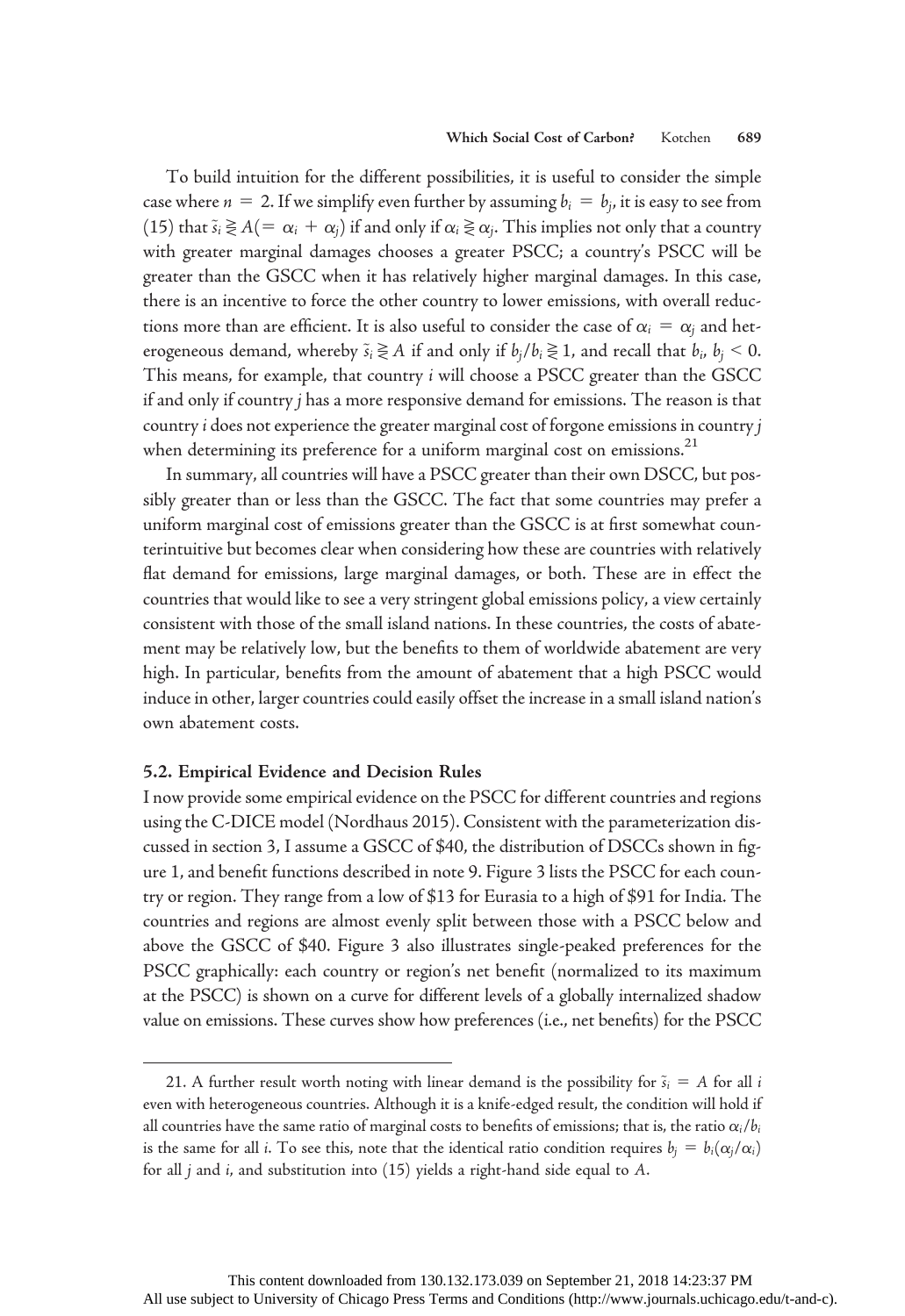To build intuition for the different possibilities, it is useful to consider the simple case where $n = 2$. If we simplify even further by assuming $b_i = b_j$, it is easy to see from (15) that $\tilde{s}_i \gtreqless A (= \alpha_i + \alpha_j)$ if and only if $\alpha_i \gtreqless \alpha_j$. This implies not only that a country with greater marginal damages chooses a greater PSCC; a country's PSCC will be greater than the GSCC when it has relatively higher marginal damages. In this case, there is an incentive to force the other country to lower emissions, with overall reductions more than are efficient. It is also useful to consider the case of $\alpha_i = \alpha_j$ and heterogeneous demand, whereby $\tilde{s}_i \gtreqless A$ if and only if $b_j/b_i \gtreqless 1$, and recall that $b_i, b_j < 0$. This means, for example, that country $i$ will choose a PSCC greater than the GSCC if and only if country $j$ has a more responsive demand for emissions. The reason is that country $i$ does not experience the greater marginal cost of forgone emissions in country $j$ when determining its preference for a uniform marginal cost on emissions.[21]

In summary, all countries will have a PSCC greater than their own DSCC, but possibly greater than or less than the GSCC. The fact that some countries may prefer a uniform marginal cost of emissions greater than the GSCC is at first somewhat counterintuitive but becomes clear when considering how these are countries with relatively flat demand for emissions, large marginal damages, or both. These are in effect the countries that would like to see a very stringent global emissions policy, a view certainly consistent with those of the small island nations. In these countries, the costs of abatement may be relatively low, but the benefits to them of worldwide abatement are very high. In particular, benefits from the amount of abatement that a high PSCC would induce in other, larger countries could easily offset the increase in a small island nation's own abatement costs.

### 5.2. Empirical Evidence and Decision Rules

I now provide some empirical evidence on the PSCC for different countries and regions using the C-DICE model (Nordhaus 2015). Consistent with the parameterization discussed in section 3, I assume a GSCC of \$40, the distribution of DSCCs shown in figure 1, and benefit functions described in note 9. Figure 3 lists the PSCC for each country or region. They range from a low of \$13 for Eurasia to a high of \$91 for India. The countries and regions are almost evenly split between those with a PSCC below and above the GSCC of \$40. Figure 3 also illustrates single-peaked preferences for the PSCC graphically: each country or region's net benefit (normalized to its maximum at the PSCC) is shown on a curve for different levels of a globally internalized shadow value on emissions. These curves show how preferences (i.e., net benefits) for the PSCC

---

21. A further result worth noting with linear demand is the possibility for $\tilde{s}_i = A$ for all $i$ even with heterogeneous countries. Although it is a knife-edged result, the condition will hold if all countries have the same ratio of marginal costs to benefits of emissions; that is, the ratio $\alpha_i/b_i$ is the same for all $i$. To see this, note that the identical ratio condition requires $b_j = b_i(\alpha_j/\alpha_i)$ for all $j$ and $i$, and substitution into (15) yields a right-hand side equal to $A$.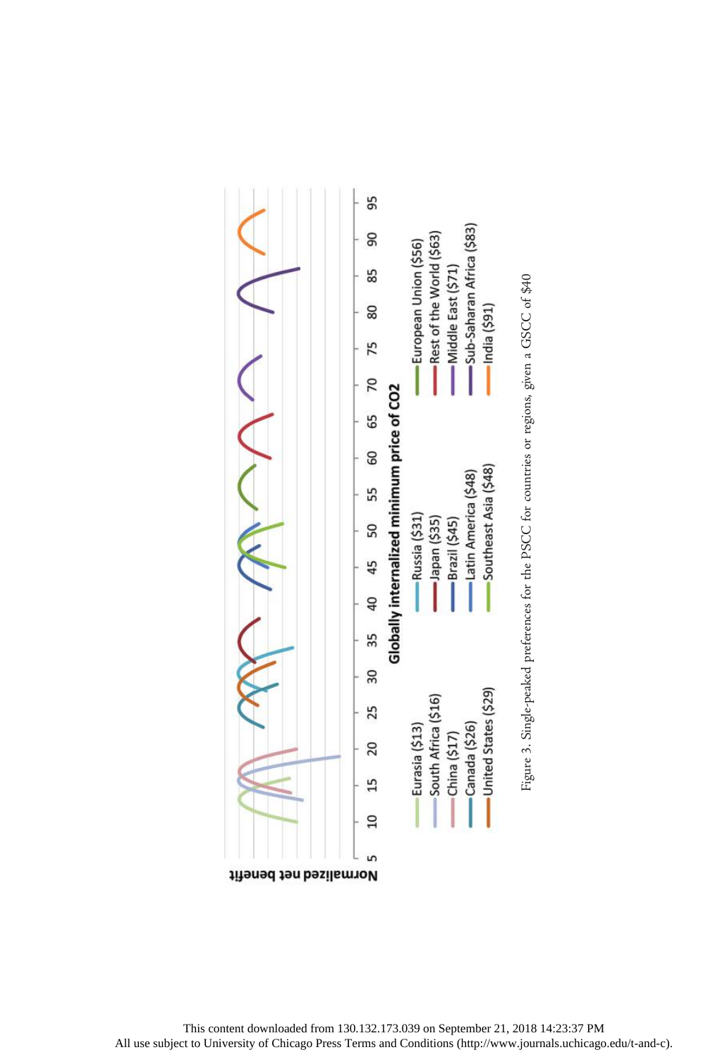Figure 3. Single-peaked preferences for the PSCC for countries or regions, given a GSCC of $40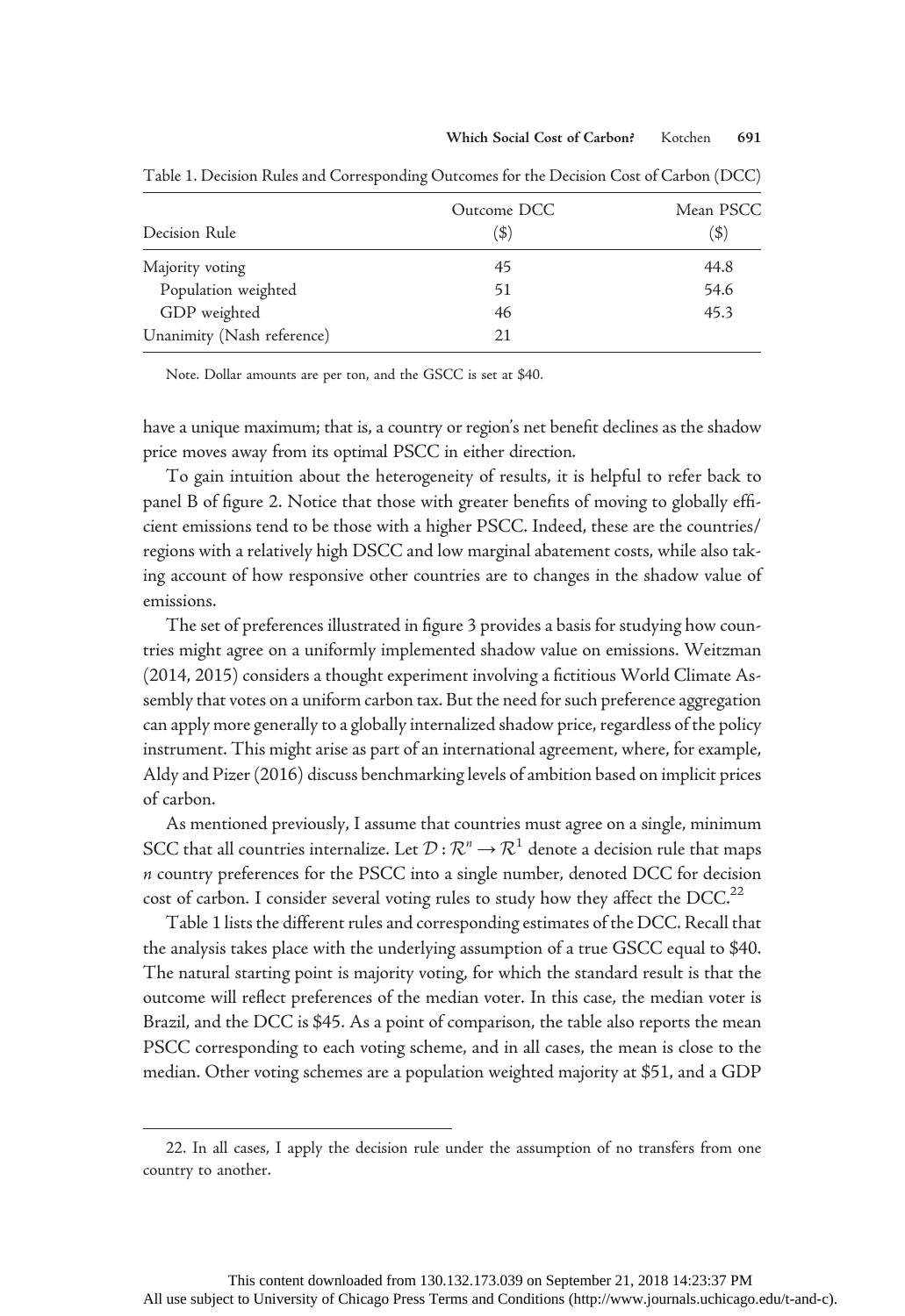Table 1. Decision Rules and Corresponding Outcomes for the Decision Cost of Carbon (DCC)

| Decision Rule | Outcome DCC ($) | Mean PSCC ($) |
|---|---|---|
| Majority voting | 45 | 44.8 |
| Population weighted | 51 | 54.6 |
| GDP weighted | 46 | 45.3 |
| Unanimity (Nash reference) | 21 | |

Note. Dollar amounts are per ton, and the GSCC is set at $40.

have a unique maximum; that is, a country or region's net benefit declines as the shadow price moves away from its optimal PSCC in either direction.

To gain intuition about the heterogeneity of results, it is helpful to refer back to panel B of figure 2. Notice that those with greater benefits of moving to globally efficient emissions tend to be those with a higher PSCC. Indeed, these are the countries/regions with a relatively high DSCC and low marginal abatement costs, while also taking account of how responsive other countries are to changes in the shadow value of emissions.

The set of preferences illustrated in figure 3 provides a basis for studying how countries might agree on a uniformly implemented shadow value on emissions. Weitzman (2014, 2015) considers a thought experiment involving a fictitious World Climate Assembly that votes on a uniform carbon tax. But the need for such preference aggregation can apply more generally to a globally internalized shadow price, regardless of the policy instrument. This might arise as part of an international agreement, where, for example, Aldy and Pizer (2016) discuss benchmarking levels of ambition based on implicit prices of carbon.

As mentioned previously, I assume that countries must agree on a single, minimum SCC that all countries internalize. Let $\mathcal{D} : \mathcal{R}^n \rightarrow \mathcal{R}^1$ denote a decision rule that maps $n$ country preferences for the PSCC into a single number, denoted DCC for decision cost of carbon. I consider several voting rules to study how they affect the DCC.[22]

Table 1 lists the different rules and corresponding estimates of the DCC. Recall that the analysis takes place with the underlying assumption of a true GSCC equal to $40. The natural starting point is majority voting, for which the standard result is that the outcome will reflect preferences of the median voter. In this case, the median voter is Brazil, and the DCC is $45. As a point of comparison, the table also reports the mean PSCC corresponding to each voting scheme, and in all cases, the mean is close to the median. Other voting schemes are a population weighted majority at $51, and a GDP

22. In all cases, I apply the decision rule under the assumption of no transfers from one country to another.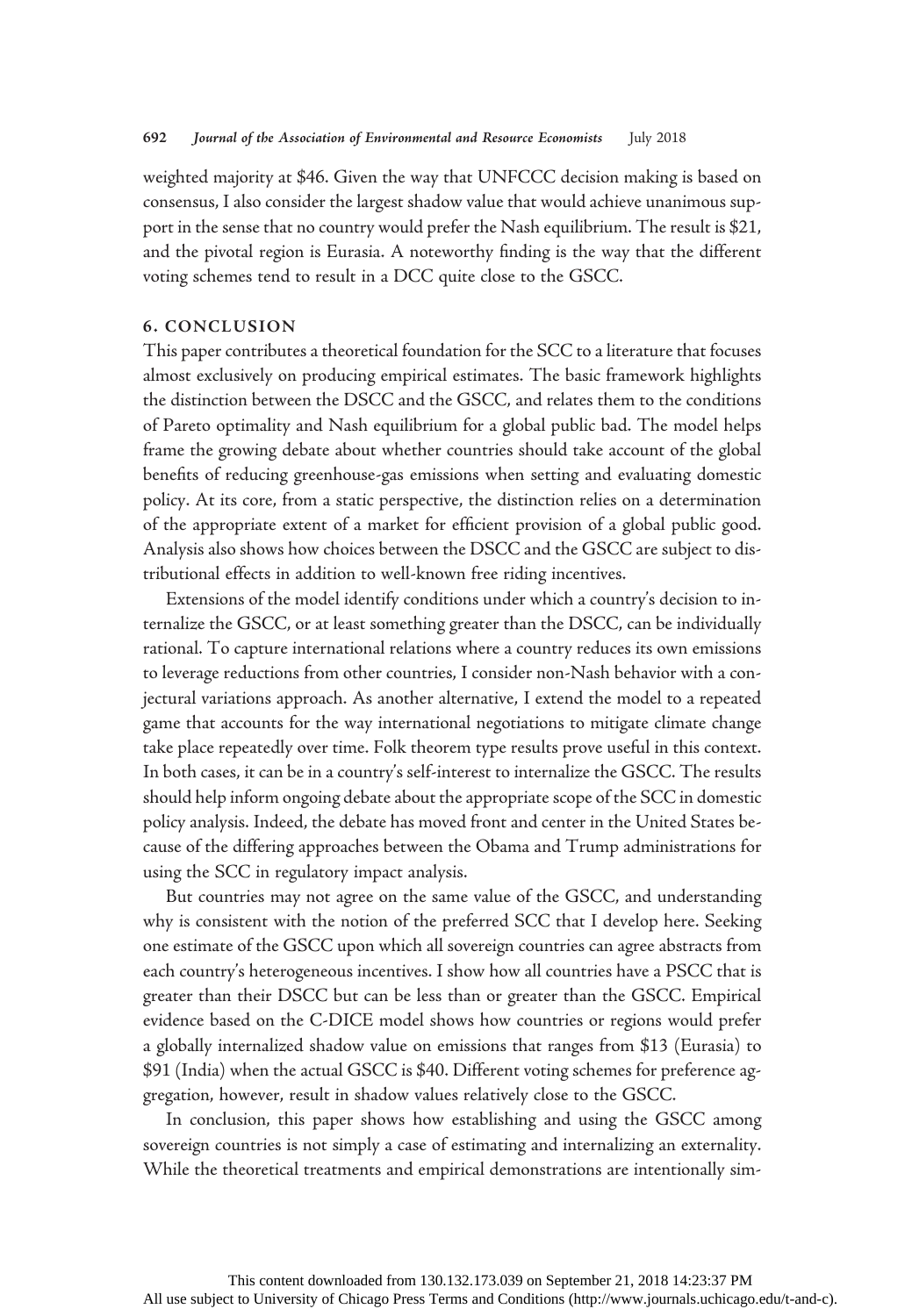weighted majority at $46. Given the way that UNFCCC decision making is based on consensus, I also consider the largest shadow value that would achieve unanimous support in the sense that no country would prefer the Nash equilibrium. The result is $21, and the pivotal region is Eurasia. A noteworthy finding is the way that the different voting schemes tend to result in a DCC quite close to the GSCC.

## 6. CONCLUSION

This paper contributes a theoretical foundation for the SCC to a literature that focuses almost exclusively on producing empirical estimates. The basic framework highlights the distinction between the DSCC and the GSCC, and relates them to the conditions of Pareto optimality and Nash equilibrium for a global public bad. The model helps frame the growing debate about whether countries should take account of the global benefits of reducing greenhouse-gas emissions when setting and evaluating domestic policy. At its core, from a static perspective, the distinction relies on a determination of the appropriate extent of a market for efficient provision of a global public good. Analysis also shows how choices between the DSCC and the GSCC are subject to distributional effects in addition to well-known free riding incentives.

Extensions of the model identify conditions under which a country's decision to internalize the GSCC, or at least something greater than the DSCC, can be individually rational. To capture international relations where a country reduces its own emissions to leverage reductions from other countries, I consider non-Nash behavior with a conjectural variations approach. As another alternative, I extend the model to a repeated game that accounts for the way international negotiations to mitigate climate change take place repeatedly over time. Folk theorem type results prove useful in this context. In both cases, it can be in a country's self-interest to internalize the GSCC. The results should help inform ongoing debate about the appropriate scope of the SCC in domestic policy analysis. Indeed, the debate has moved front and center in the United States because of the differing approaches between the Obama and Trump administrations for using the SCC in regulatory impact analysis.

But countries may not agree on the same value of the GSCC, and understanding why is consistent with the notion of the preferred SCC that I develop here. Seeking one estimate of the GSCC upon which all sovereign countries can agree abstracts from each country's heterogeneous incentives. I show how all countries have a PSCC that is greater than their DSCC but can be less than or greater than the GSCC. Empirical evidence based on the C-DICE model shows how countries or regions would prefer a globally internalized shadow value on emissions that ranges from $13 (Eurasia) to $91 (India) when the actual GSCC is $40. Different voting schemes for preference aggregation, however, result in shadow values relatively close to the GSCC.

In conclusion, this paper shows how establishing and using the GSCC among sovereign countries is not simply a case of estimating and internalizing an externality. While the theoretical treatments and empirical demonstrations are intentionally sim-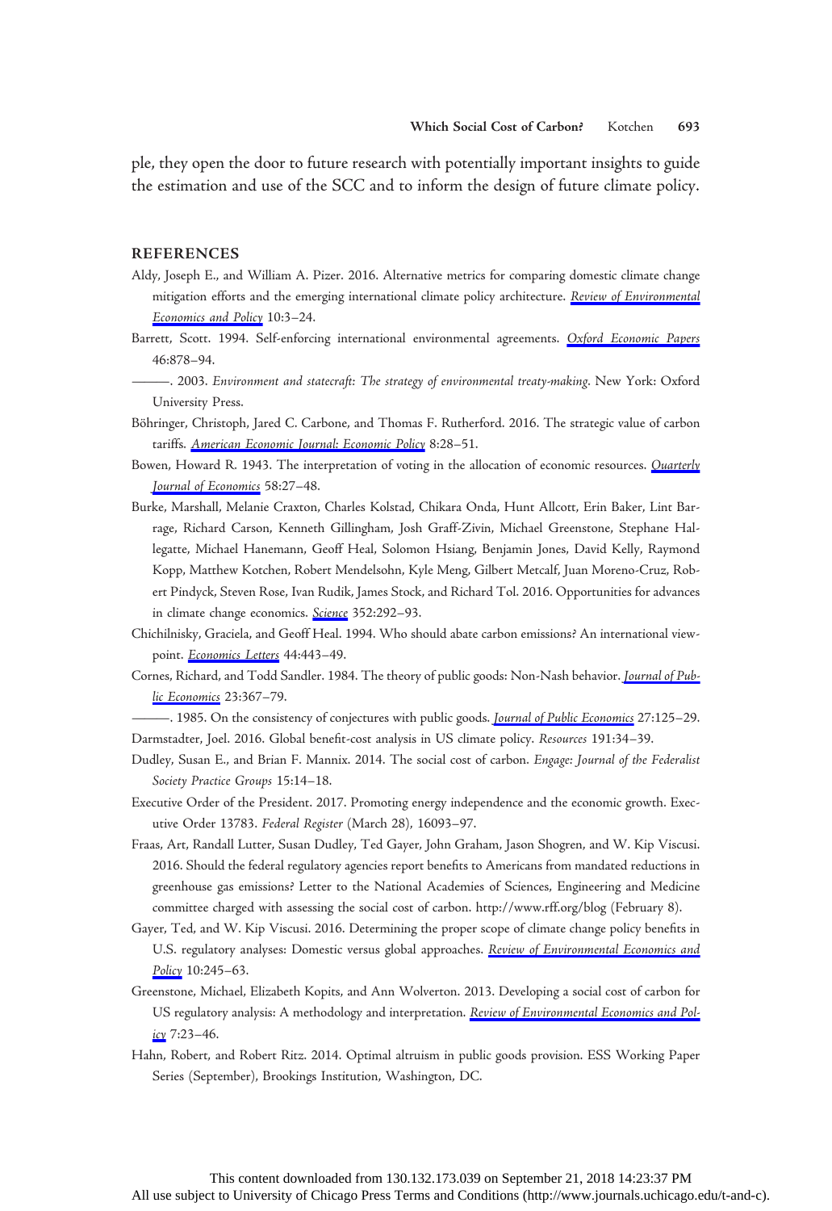ple, they open the door to future research with potentially important insights to guide the estimation and use of the SCC and to inform the design of future climate policy.

## REFERENCES

Aldy, Joseph E., and William A. Pizer. 2016. Alternative metrics for comparing domestic climate change mitigation efforts and the emerging international climate policy architecture. *Review of Environmental Economics and Policy* 10:3–24.

Barrett, Scott. 1994. Self-enforcing international environmental agreements. *Oxford Economic Papers* 46:878–94.

———. 2003. *Environment and statecraft: The strategy of environmental treaty-making*. New York: Oxford University Press.

Böhringer, Christoph, Jared C. Carbone, and Thomas F. Rutherford. 2016. The strategic value of carbon tariffs. *American Economic Journal: Economic Policy* 8:28–51.

Bowen, Howard R. 1943. The interpretation of voting in the allocation of economic resources. *Quarterly Journal of Economics* 58:27–48.

Burke, Marshall, Melanie Craxton, Charles Kolstad, Chikara Onda, Hunt Allcott, Erin Baker, Lint Barrage, Richard Carson, Kenneth Gillingham, Josh Graff-Zivin, Michael Greenstone, Stephane Hallegatte, Michael Hanemann, Geoff Heal, Solomon Hsiang, Benjamin Jones, David Kelly, Raymond Kopp, Matthew Kotchen, Robert Mendelsohn, Kyle Meng, Gilbert Metcalf, Juan Moreno-Cruz, Robert Pindyck, Steven Rose, Ivan Rudik, James Stock, and Richard Tol. 2016. Opportunities for advances in climate change economics. *Science* 352:292–93.

Chichilnisky, Graciela, and Geoff Heal. 1994. Who should abate carbon emissions? An international viewpoint. *Economics Letters* 44:443–49.

Cornes, Richard, and Todd Sandler. 1984. The theory of public goods: Non-Nash behavior. *Journal of Public Economics* 23:367–79.

———. 1985. On the consistency of conjectures with public goods. *Journal of Public Economics* 27:125–29.

Darmstadter, Joel. 2016. Global benefit-cost analysis in US climate policy. *Resources* 191:34–39.

Dudley, Susan E., and Brian F. Mannix. 2014. The social cost of carbon. *Engage: Journal of the Federalist Society Practice Groups* 15:14–18.

Executive Order of the President. 2017. Promoting energy independence and the economic growth. Executive Order 13783. *Federal Register* (March 28), 16093–97.

Fraas, Art, Randall Lutter, Susan Dudley, Ted Gayer, John Graham, Jason Shogren, and W. Kip Viscusi. 2016. Should the federal regulatory agencies report benefits to Americans from mandated reductions in greenhouse gas emissions? Letter to the National Academies of Sciences, Engineering and Medicine committee charged with assessing the social cost of carbon. http://www.rff.org/blog (February 8).

Gayer, Ted, and W. Kip Viscusi. 2016. Determining the proper scope of climate change policy benefits in U.S. regulatory analyses: Domestic versus global approaches. *Review of Environmental Economics and Policy* 10:245–63.

Greenstone, Michael, Elizabeth Kopits, and Ann Wolverton. 2013. Developing a social cost of carbon for US regulatory analysis: A methodology and interpretation. *Review of Environmental Economics and Policy* 7:23–46.

Hahn, Robert, and Robert Ritz. 2014. Optimal altruism in public goods provision. ESS Working Paper Series (September), Brookings Institution, Washington, DC.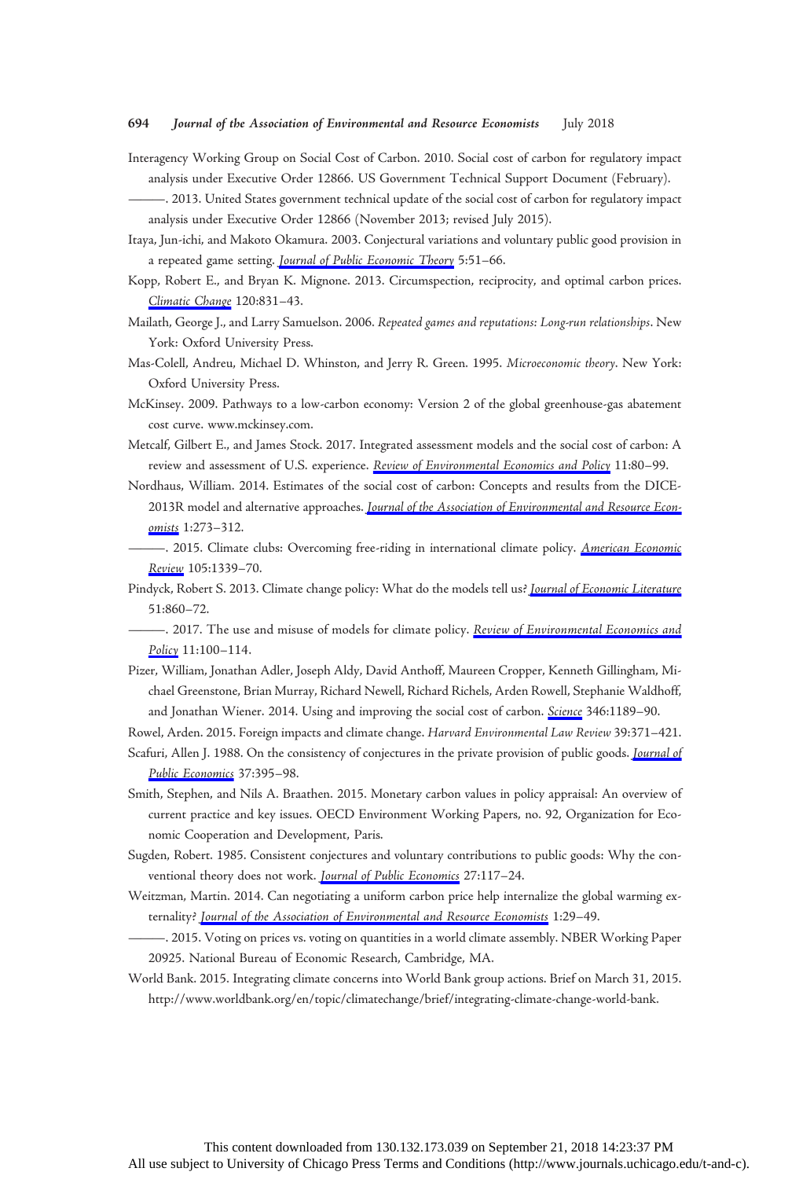Interagency Working Group on Social Cost of Carbon. 2010. Social cost of carbon for regulatory impact analysis under Executive Order 12866. US Government Technical Support Document (February).

———. 2013. United States government technical update of the social cost of carbon for regulatory impact analysis under Executive Order 12866 (November 2013; revised July 2015).

Itaya, Jun-ichi, and Makoto Okamura. 2003. Conjectural variations and voluntary public good provision in a repeated game setting. *Journal of Public Economic Theory* 5:51–66.

Kopp, Robert E., and Bryan K. Mignone. 2013. Circumspection, reciprocity, and optimal carbon prices. *Climatic Change* 120:831–43.

Mailath, George J., and Larry Samuelson. 2006. *Repeated games and reputations: Long-run relationships*. New York: Oxford University Press.

Mas-Colell, Andreu, Michael D. Whinston, and Jerry R. Green. 1995. *Microeconomic theory*. New York: Oxford University Press.

McKinsey. 2009. Pathways to a low-carbon economy: Version 2 of the global greenhouse-gas abatement cost curve. www.mckinsey.com.

Metcalf, Gilbert E., and James Stock. 2017. Integrated assessment models and the social cost of carbon: A review and assessment of U.S. experience. *Review of Environmental Economics and Policy* 11:80–99.

Nordhaus, William. 2014. Estimates of the social cost of carbon: Concepts and results from the DICE-2013R model and alternative approaches. *Journal of the Association of Environmental and Resource Economists* 1:273–312.

———. 2015. Climate clubs: Overcoming free-riding in international climate policy. *American Economic Review* 105:1339–70.

Pindyck, Robert S. 2013. Climate change policy: What do the models tell us? *Journal of Economic Literature* 51:860–72.

———. 2017. The use and misuse of models for climate policy. *Review of Environmental Economics and Policy* 11:100–114.

Pizer, William, Jonathan Adler, Joseph Aldy, David Anthoff, Maureen Cropper, Kenneth Gillingham, Michael Greenstone, Brian Murray, Richard Newell, Richard Richels, Arden Rowell, Stephanie Waldhoff, and Jonathan Wiener. 2014. Using and improving the social cost of carbon. *Science* 346:1189–90.

Rowel, Arden. 2015. Foreign impacts and climate change. *Harvard Environmental Law Review* 39:371–421.

Scafuri, Allen J. 1988. On the consistency of conjectures in the private provision of public goods. *Journal of Public Economics* 37:395–98.

Smith, Stephen, and Nils A. Braathen. 2015. Monetary carbon values in policy appraisal: An overview of current practice and key issues. OECD Environment Working Papers, no. 92, Organization for Economic Cooperation and Development, Paris.

Sugden, Robert. 1985. Consistent conjectures and voluntary contributions to public goods: Why the conventional theory does not work. *Journal of Public Economics* 27:117–24.

Weitzman, Martin. 2014. Can negotiating a uniform carbon price help internalize the global warming externality? *Journal of the Association of Environmental and Resource Economists* 1:29–49.

———. 2015. Voting on prices vs. voting on quantities in a world climate assembly. NBER Working Paper 20925. National Bureau of Economic Research, Cambridge, MA.

World Bank. 2015. Integrating climate concerns into World Bank group actions. Brief on March 31, 2015. http://www.worldbank.org/en/topic/climatechange/brief/integrating-climate-change-world-bank.